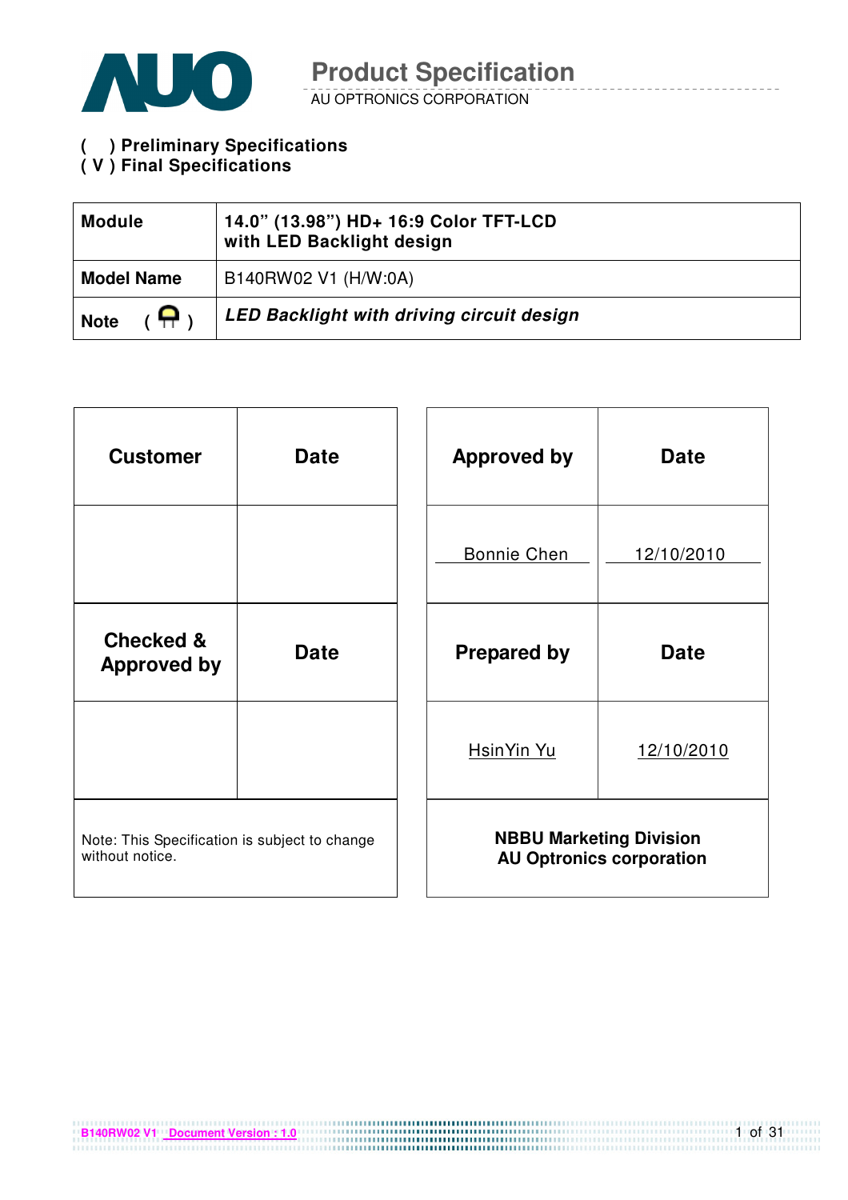# Product Specification

AU OPTRONICS CORPORATION

( ) Preliminary Specifications
( V ) Final Specifications

| Module | 14.0" (13.98") HD+ 16:9 Color TFT-LCD with LED Backlight design |
|---|---|
| Model Name | B140RW02 V1 (H/W:0A) |
| Note ( ) | ***LED Backlight with driving circuit design*** |

| Customer | Date |
|---|---|
| | |
| **Checked & Approved by** | **Date** |
| | |

Note: This Specification is subject to change without notice.

| Approved by | Date |
|---|---|
| Bonnie Chen | 12/10/2010 |
| **Prepared by** | **Date** |
| HsinYin Yu | 12/10/2010 |

**NBBU Marketing Division**
**AU Optronics corporation**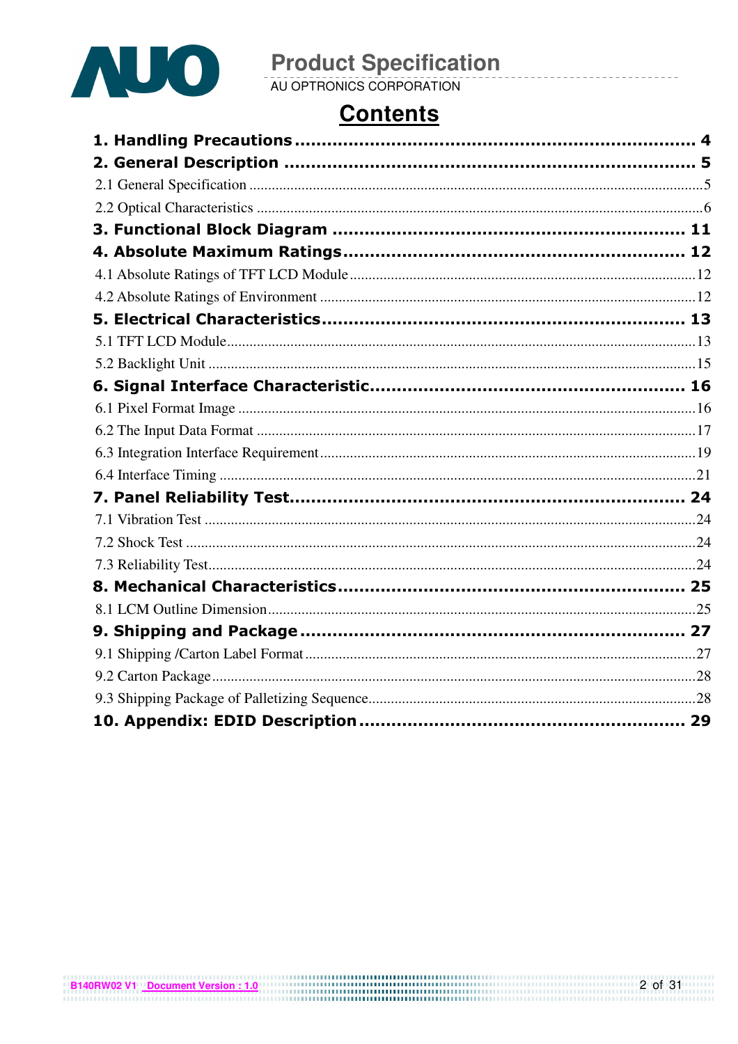# Contents

**1. Handling Precautions ........................................................................ 4**

**2. General Description ......................................................................... 5**

2.1 General Specification ..........................................................................5

2.2 Optical Characteristics ........................................................................6

**3. Functional Block Diagram ................................................................ 11**

**4. Absolute Maximum Ratings............................................................... 12**

4.1 Absolute Ratings of TFT LCD Module ..................................................12

4.2 Absolute Ratings of Environment .........................................................12

**5. Electrical Characteristics.................................................................. 13**

5.1 TFT LCD Module.................................................................................13

5.2 Backlight Unit ......................................................................................15

**6. Signal Interface Characteristic.......................................................... 16**

6.1 Pixel Format Image ..............................................................................16

6.2 The Input Data Format .........................................................................17

6.3 Integration Interface Requirement.........................................................19

6.4 Interface Timing ...................................................................................21

**7. Panel Reliability Test........................................................................ 24**

7.1 Vibration Test .......................................................................................24

7.2 Shock Test ...........................................................................................24

7.3 Reliability Test......................................................................................24

**8. Mechanical Characteristics............................................................... 25**

8.1 LCM Outline Dimension........................................................................25

**9. Shipping and Package ...................................................................... 27**

9.1 Shipping /Carton Label Format .............................................................27

9.2 Carton Package....................................................................................28

9.3 Shipping Package of Palletizing Sequence............................................28

**10. Appendix: EDID Description ........................................................... 29**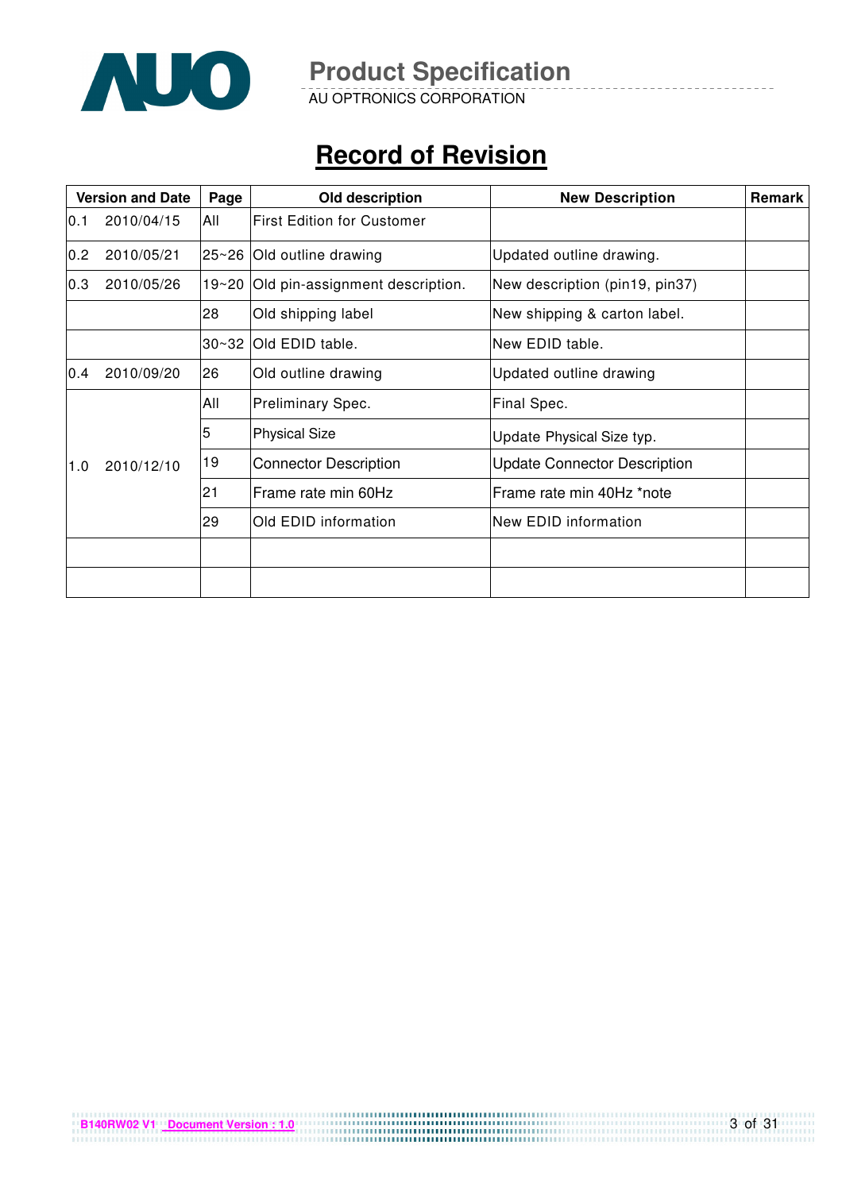# Record of Revision

| Version and Date | Page | Old description | New Description | Remark |
|---|---|---|---|---|
| 0.1 2010/04/15 | All | First Edition for Customer | | |
| 0.2 2010/05/21 | 25~26 | Old outline drawing | Updated outline drawing. | |
| 0.3 2010/05/26 | 19~20 | Old pin-assignment description. | New description (pin19, pin37) | |
| | 28 | Old shipping label | New shipping & carton label. | |
| | 30~32 | Old EDID table. | New EDID table. | |
| 0.4 2010/09/20 | 26 | Old outline drawing | Updated outline drawing | |
| 1.0 2010/12/10 | All | Preliminary Spec. | Final Spec. | |
| | 5 | Physical Size | Update Physical Size typ. | |
| | 19 | Connector Description | Update Connector Description | |
| | 21 | Frame rate min 60Hz | Frame rate min 40Hz *note | |
| | 29 | Old EDID information | New EDID information | |
| | | | | |
| | | | | |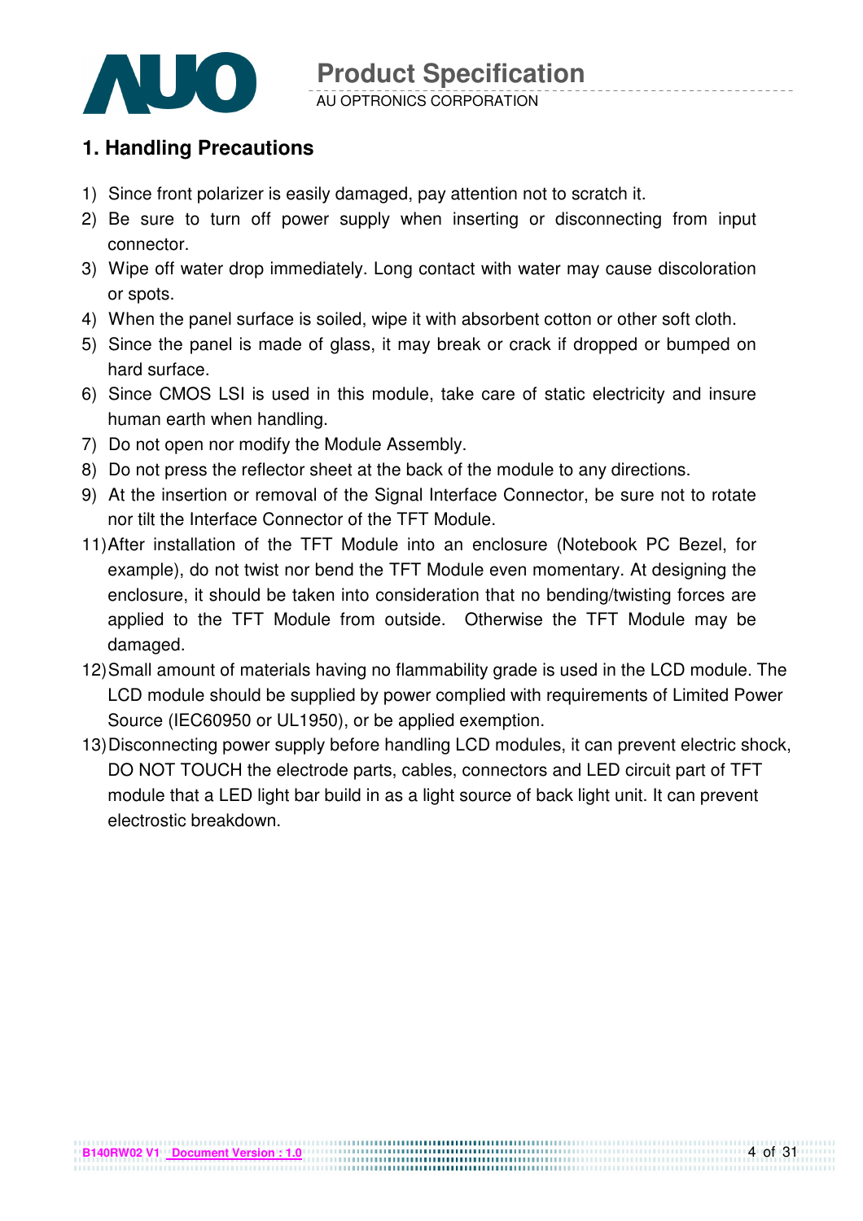## 1. Handling Precautions

1) Since front polarizer is easily damaged, pay attention not to scratch it.
2) Be sure to turn off power supply when inserting or disconnecting from input connector.
3) Wipe off water drop immediately. Long contact with water may cause discoloration or spots.
4) When the panel surface is soiled, wipe it with absorbent cotton or other soft cloth.
5) Since the panel is made of glass, it may break or crack if dropped or bumped on hard surface.
6) Since CMOS LSI is used in this module, take care of static electricity and insure human earth when handling.
7) Do not open nor modify the Module Assembly.
8) Do not press the reflector sheet at the back of the module to any directions.
9) At the insertion or removal of the Signal Interface Connector, be sure not to rotate nor tilt the Interface Connector of the TFT Module.
11) After installation of the TFT Module into an enclosure (Notebook PC Bezel, for example), do not twist nor bend the TFT Module even momentary. At designing the enclosure, it should be taken into consideration that no bending/twisting forces are applied to the TFT Module from outside. Otherwise the TFT Module may be damaged.
12) Small amount of materials having no flammability grade is used in the LCD module. The LCD module should be supplied by power complied with requirements of Limited Power Source (IEC60950 or UL1950), or be applied exemption.
13) Disconnecting power supply before handling LCD modules, it can prevent electric shock, DO NOT TOUCH the electrode parts, cables, connectors and LED circuit part of TFT module that a LED light bar build in as a light source of back light unit. It can prevent electrostic breakdown.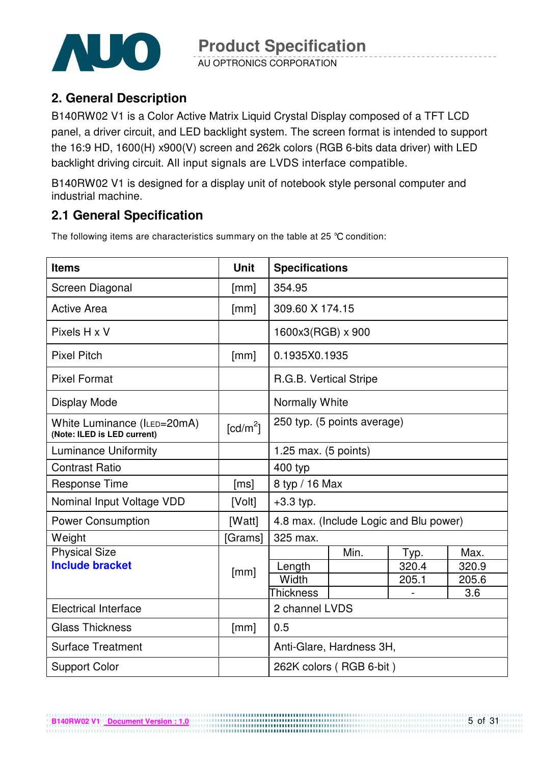## 2. General Description

B140RW02 V1 is a Color Active Matrix Liquid Crystal Display composed of a TFT LCD panel, a driver circuit, and LED backlight system. The screen format is intended to support the 16:9 HD, 1600(H) x900(V) screen and 262k colors (RGB 6-bits data driver) with LED backlight driving circuit. All input signals are LVDS interface compatible.

B140RW02 V1 is designed for a display unit of notebook style personal computer and industrial machine.

## 2.1 General Specification

The following items are characteristics summary on the table at 25 ℃ condition:

| Items | Unit | Specifications | | | |
|---|---|---|---|---|---|
| Screen Diagonal | [mm] | 354.95 | | | |
| Active Area | [mm] | 309.60 X 174.15 | | | |
| Pixels H x V | | 1600x3(RGB) x 900 | | | |
| Pixel Pitch | [mm] | 0.1935X0.1935 | | | |
| Pixel Format | | R.G.B. Vertical Stripe | | | |
| Display Mode | | Normally White | | | |
| White Luminance ($I_{LED}$=20mA) **(Note: ILED is LED current)** | [cd/m$^2$] | 250 typ. (5 points average) | | | |
| Luminance Uniformity | | 1.25 max. (5 points) | | | |
| Contrast Ratio | | 400 typ | | | |
| Response Time | [ms] | 8 typ / 16 Max | | | |
| Nominal Input Voltage VDD | [Volt] | +3.3 typ. | | | |
| Power Consumption | [Watt] | 4.8 max. (Include Logic and Blu power) | | | |
| Weight | [Grams] | 325 max. | | | |
| Physical Size **Include bracket** | [mm] | | Min. | Typ. | Max. |
| | | Length | | 320.4 | 320.9 |
| | | Width | | 205.1 | 205.6 |
| | | Thickness | | - | 3.6 |
| Electrical Interface | | 2 channel LVDS | | | |
| Glass Thickness | [mm] | 0.5 | | | |
| Surface Treatment | | Anti-Glare, Hardness 3H, | | | |
| Support Color | | 262K colors ( RGB 6-bit ) | | | |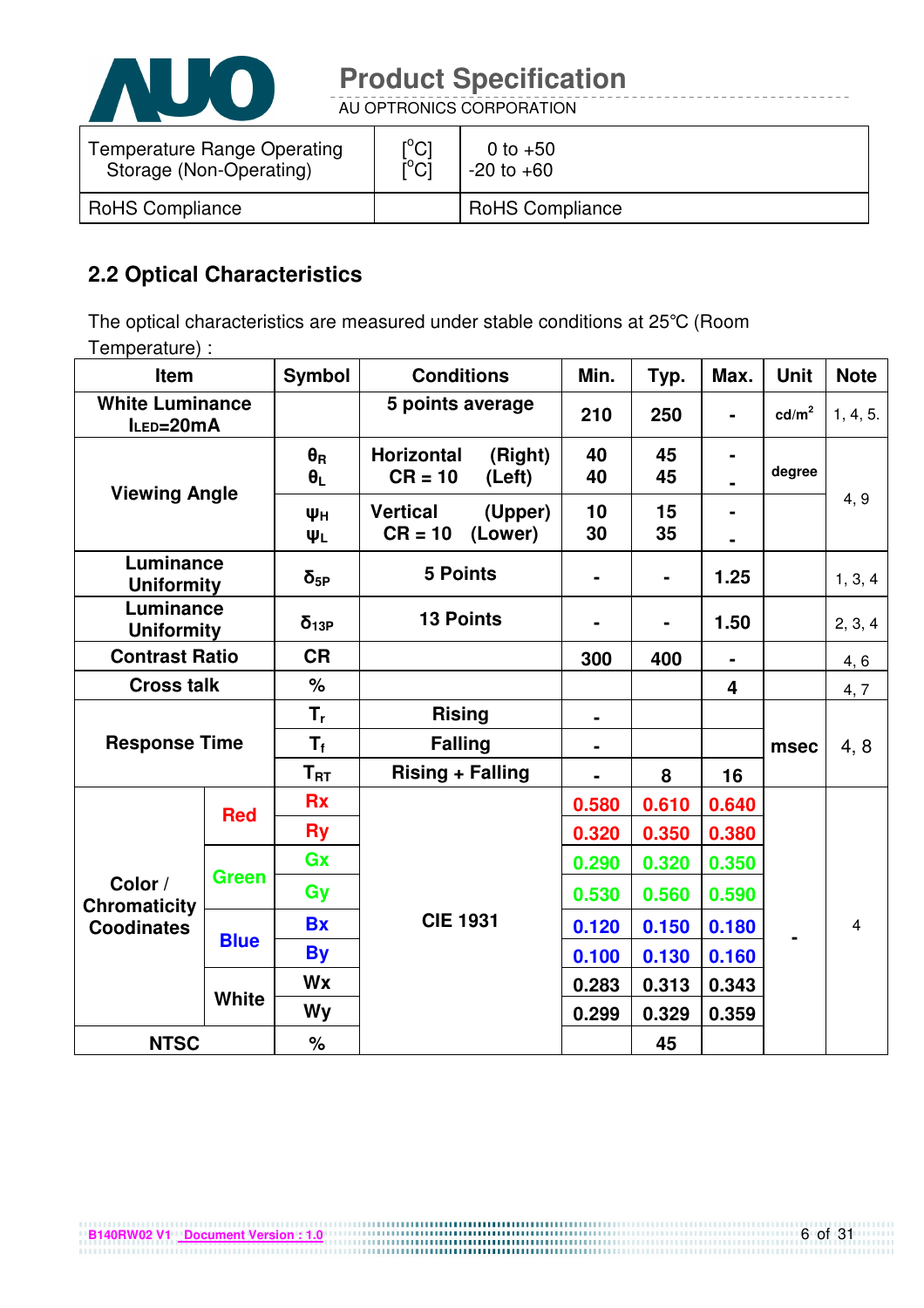| Temperature Range Operating<br>Storage (Non-Operating) | [°C]<br>[°C] | 0 to +50<br>-20 to +60 |
|---|---|---|
| RoHS Compliance | | RoHS Compliance |

## 2.2 Optical Characteristics

The optical characteristics are measured under stable conditions at 25°C (Room Temperature) :

| Item | | Symbol | Conditions | Min. | Typ. | Max. | Unit | Note |
|---|---|---|---|---|---|---|---|---|
| White Luminance $I_{LED}$=20mA | | | 5 points average | 210 | 250 | - | cd/m² | 1, 4, 5. |
| Viewing Angle | | $\theta_R$<br>$\theta_L$ | Horizontal (Right)<br>CR = 10 (Left) | 40<br>40 | 45<br>45 | -<br>- | degree | 4, 9 |
| | | $\psi_H$<br>$\psi_L$ | Vertical (Upper)<br>CR = 10 (Lower) | 10<br>30 | 15<br>35 | -<br>- | | |
| Luminance Uniformity | | $\delta_{5P}$ | 5 Points | - | - | 1.25 | | 1, 3, 4 |
| Luminance Uniformity | | $\delta_{13P}$ | 13 Points | - | - | 1.50 | | 2, 3, 4 |
| Contrast Ratio | | CR | | 300 | 400 | - | | 4, 6 |
| Cross talk | | % | | | | 4 | | 4, 7 |
| Response Time | | $T_r$ | Rising | - | | | msec | 4, 8 |
| | | $T_f$ | Falling | - | | | | |
| | | $T_{RT}$ | Rising + Falling | - | 8 | 16 | | |
| Color / Chromaticity Coodinates | Red | Rx | CIE 1931 | 0.580 | 0.610 | 0.640 | - | 4 |
| | | Ry | | 0.320 | 0.350 | 0.380 | | |
| | Green | Gx | | 0.290 | 0.320 | 0.350 | | |
| | | Gy | | 0.530 | 0.560 | 0.590 | | |
| | Blue | Bx | | 0.120 | 0.150 | 0.180 | | |
| | | By | | 0.100 | 0.130 | 0.160 | | |
| | White | Wx | | 0.283 | 0.313 | 0.343 | | |
| | | Wy | | 0.299 | 0.329 | 0.359 | | |
| NTSC | | % | | | 45 | | | |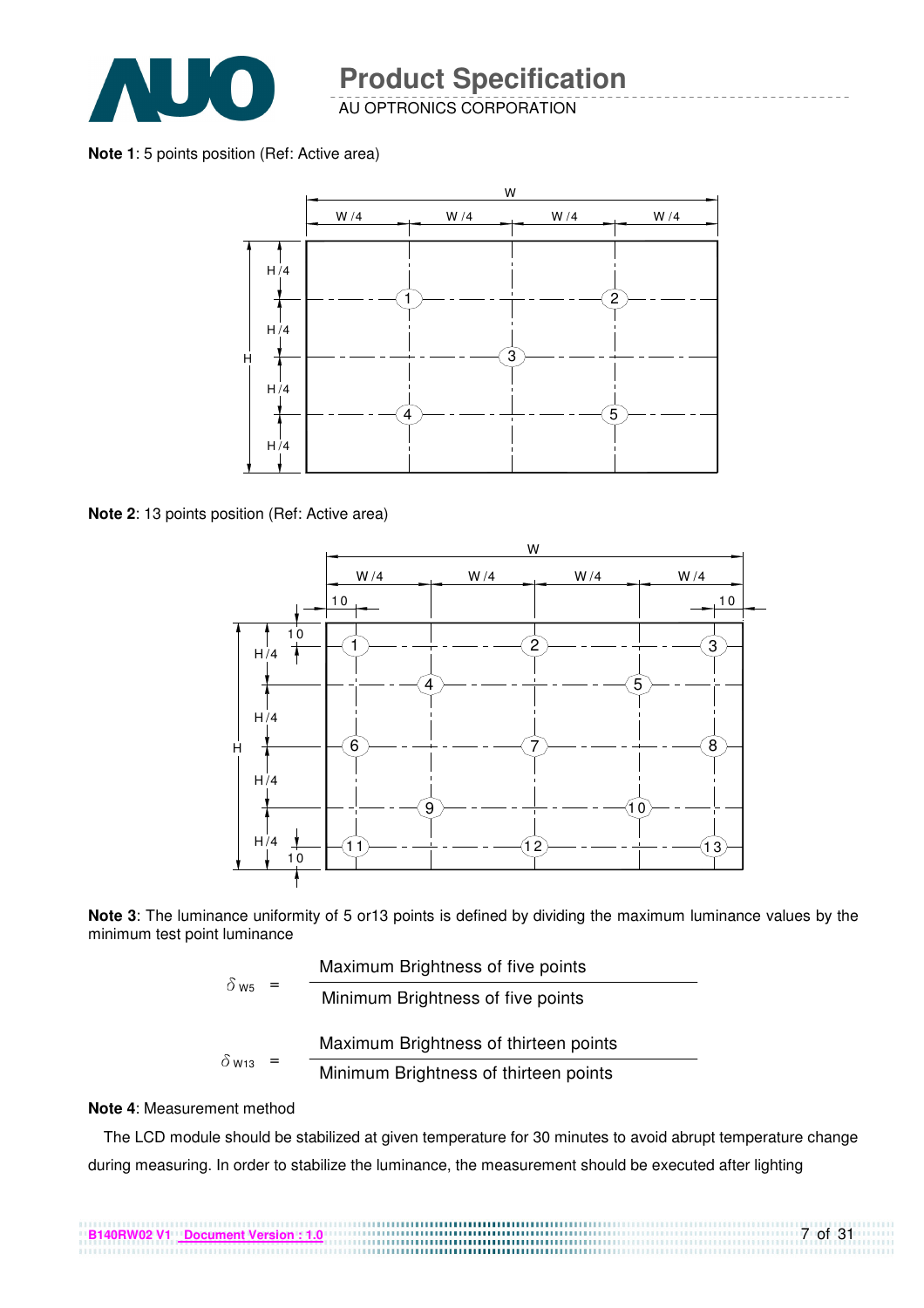**Note 1**: 5 points position (Ref: Active area)

**Note 2**: 13 points position (Ref: Active area)

**Note 3**: The luminance uniformity of 5 or13 points is defined by dividing the maximum luminance values by the minimum test point luminance

$$\delta_{W5} = \frac{\text{Maximum Brightness of five points}}{\text{Minimum Brightness of five points}}$$

$$\delta_{W13} = \frac{\text{Maximum Brightness of thirteen points}}{\text{Minimum Brightness of thirteen points}}$$

**Note 4**: Measurement method

The LCD module should be stabilized at given temperature for 30 minutes to avoid abrupt temperature change during measuring. In order to stabilize the luminance, the measurement should be executed after lighting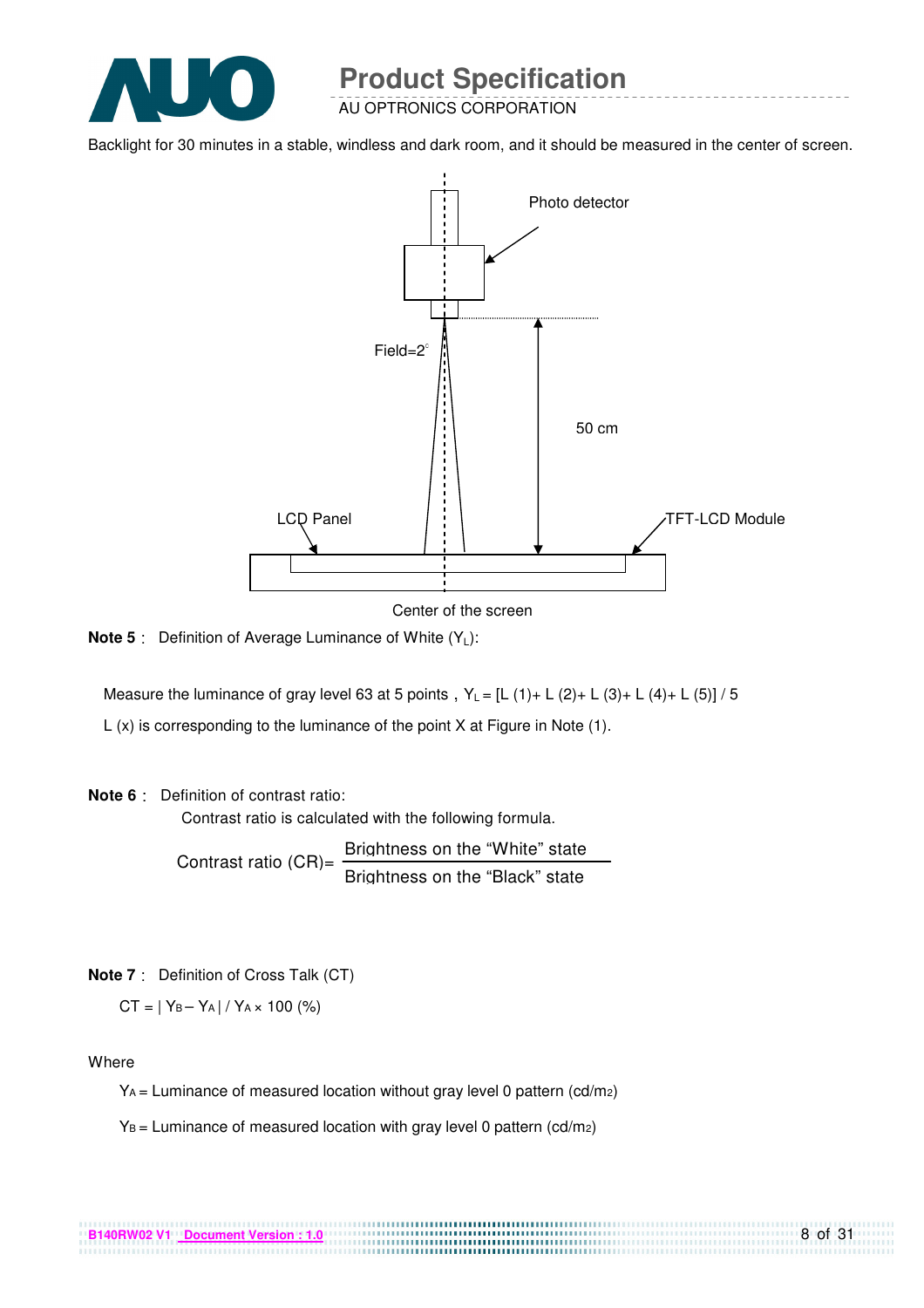Backlight for 30 minutes in a stable, windless and dark room, and it should be measured in the center of screen.

Photo detector

Field=2°

50 cm

LCD Panel

TFT-LCD Module

Center of the screen

**Note 5**： Definition of Average Luminance of White ($Y_L$):

Measure the luminance of gray level 63 at 5 points，$Y_L = [L(1) + L(2) + L(3) + L(4) + L(5)] / 5$

L (x) is corresponding to the luminance of the point X at Figure in Note (1).

**Note 6**： Definition of contrast ratio:

Contrast ratio is calculated with the following formula.

$$\text{Contrast ratio (CR)} = \frac{\text{Brightness on the "White" state}}{\text{Brightness on the "Black" state}}$$

**Note 7**： Definition of Cross Talk (CT)

$CT = | Y_B - Y_A | / Y_A \times 100$ (%)

Where

$Y_A$ = Luminance of measured location without gray level 0 pattern (cd/m2)

$Y_B$ = Luminance of measured location with gray level 0 pattern (cd/m2)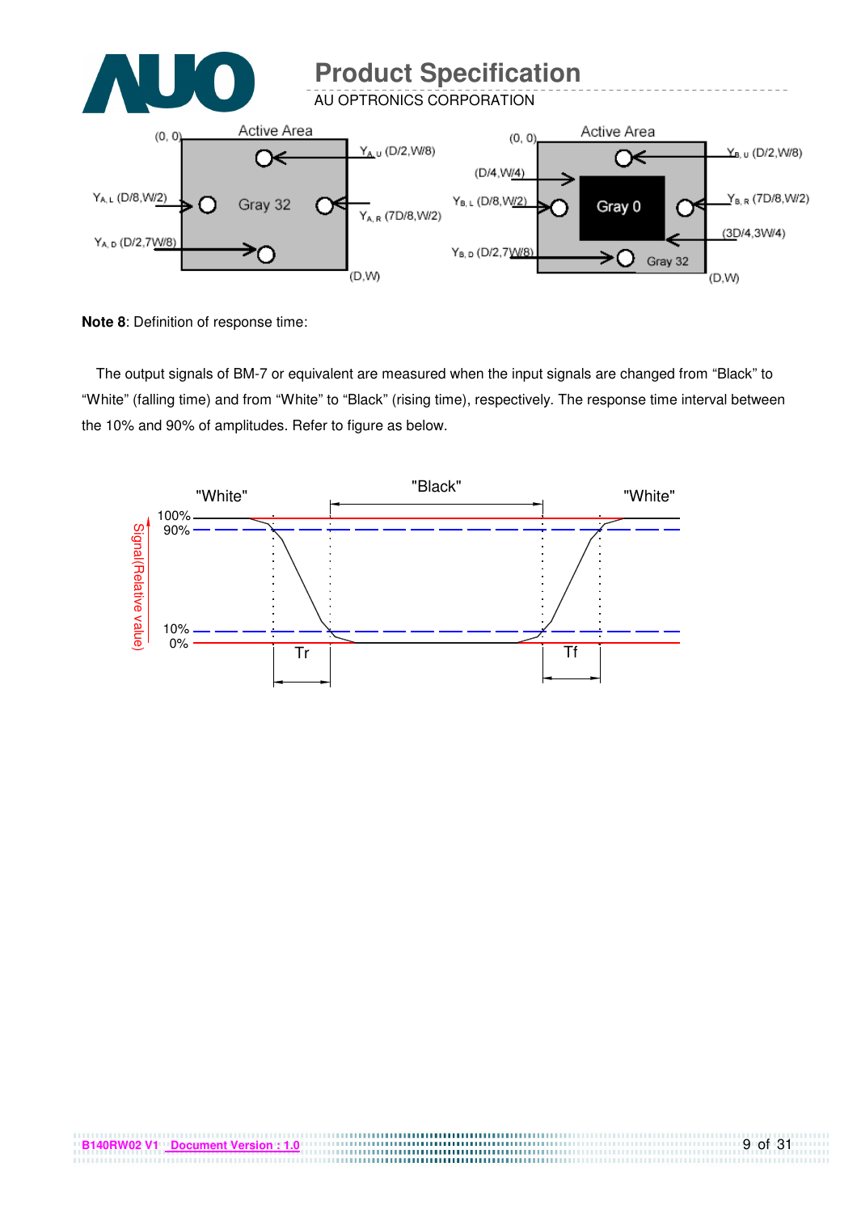**Note 8**: Definition of response time:

The output signals of BM-7 or equivalent are measured when the input signals are changed from "Black" to "White" (falling time) and from "White" to "Black" (rising time), respectively. The response time interval between the 10% and 90% of amplitudes. Refer to figure as below.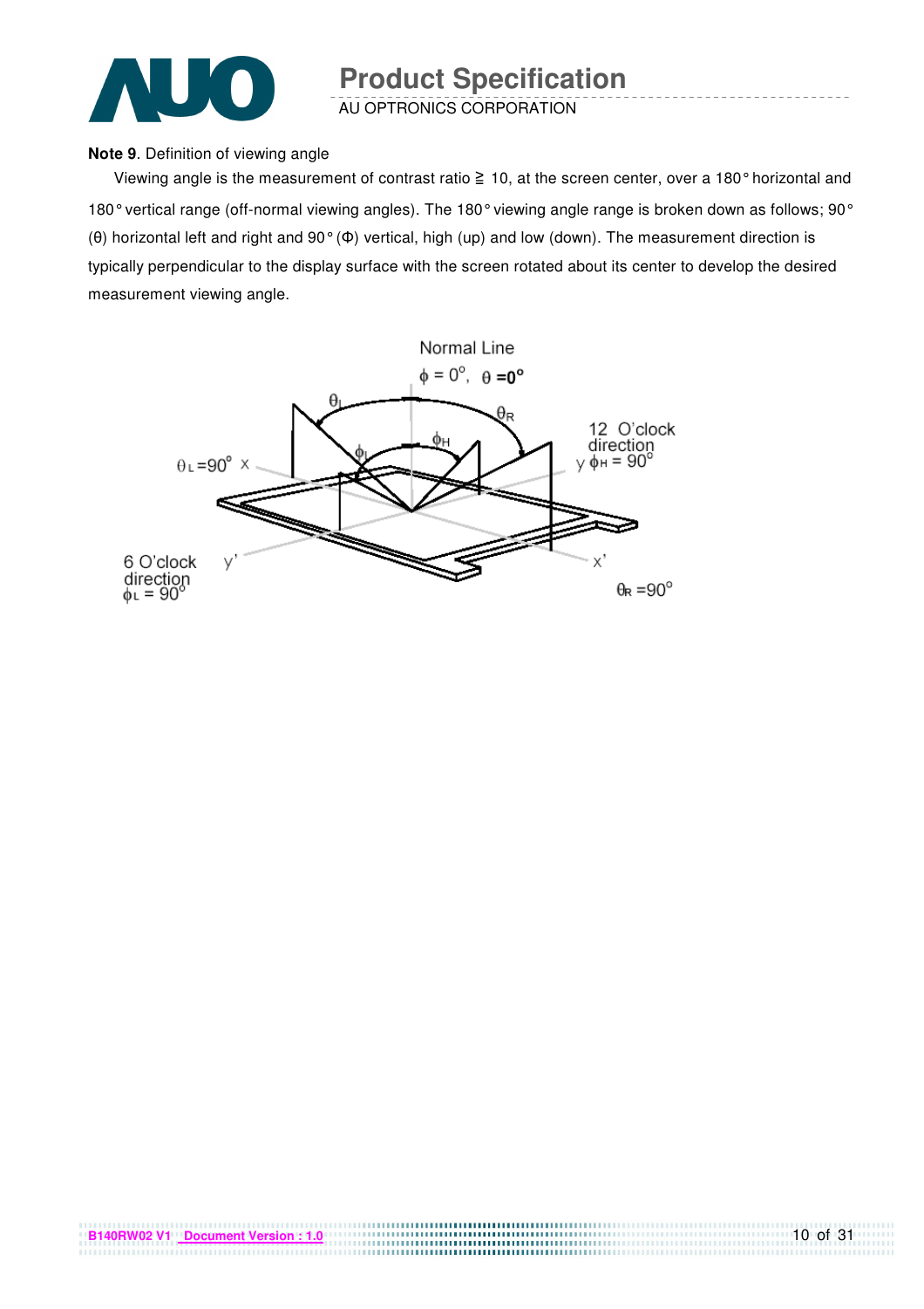**Note 9**. Definition of viewing angle

Viewing angle is the measurement of contrast ratio ≧ 10, at the screen center, over a 180° horizontal and 180° vertical range (off-normal viewing angles). The 180° viewing angle range is broken down as follows; 90° (θ) horizontal left and right and 90° (Φ) vertical, high (up) and low (down). The measurement direction is typically perpendicular to the display surface with the screen rotated about its center to develop the desired measurement viewing angle.

Normal Line

$\phi = 0^\circ$, $\theta = 0^\circ$

$\theta_L$ $\theta_R$ $\phi_H$ $\phi_L$

$\theta_L = 90^\circ$ x

12 O'clock direction
y $\phi_H = 90^\circ$

6 O'clock direction
$\phi_L = 90^\circ$

y'

x'

$\theta_R = 90^\circ$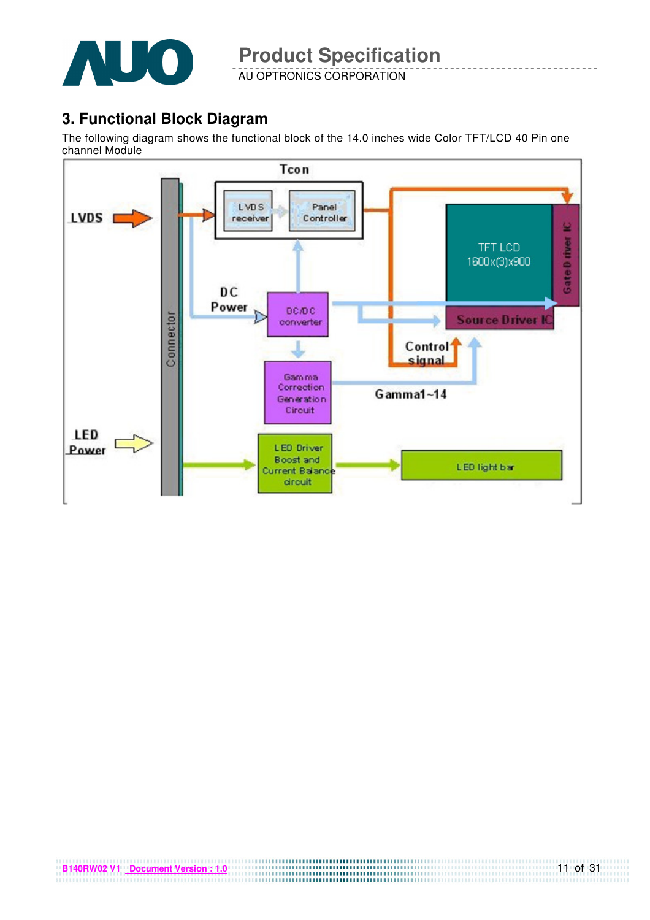## 3. Functional Block Diagram

The following diagram shows the functional block of the 14.0 inches wide Color TFT/LCD 40 Pin one channel Module

Tcon

LVDS

LVDS receiver

Panel Controller

Connector

DC Power

DC/DC converter

TFT LCD 1600x(3)x900

Gate Driver IC

Source Driver IC

Control signal

Gamma Correction Generation Circuit

Gamma1~14

LED Power

LED Driver Boost and Current Balance circuit

LED light bar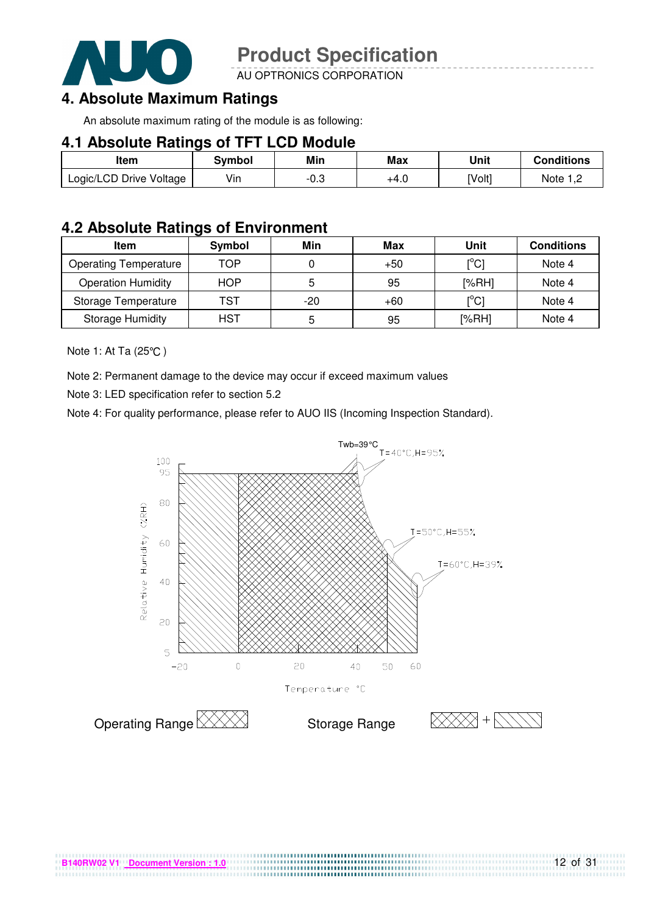## 4. Absolute Maximum Ratings

An absolute maximum rating of the module is as following:

### 4.1 Absolute Ratings of TFT LCD Module

| Item | Symbol | Min | Max | Unit | Conditions |
|---|---|---|---|---|---|
| Logic/LCD Drive Voltage | Vin | -0.3 | +4.0 | [Volt] | Note 1,2 |

### 4.2 Absolute Ratings of Environment

| Item | Symbol | Min | Max | Unit | Conditions |
|---|---|---|---|---|---|
| Operating Temperature | TOP | 0 | +50 | [$^{o}$C] | Note 4 |
| Operation Humidity | HOP | 5 | 95 | [%RH] | Note 4 |
| Storage Temperature | TST | -20 | +60 | [$^{o}$C] | Note 4 |
| Storage Humidity | HST | 5 | 95 | [%RH] | Note 4 |

Note 1: At Ta (25℃ )

Note 2: Permanent damage to the device may occur if exceed maximum values

Note 3: LED specification refer to section 5.2

Note 4: For quality performance, please refer to AUO IIS (Incoming Inspection Standard).

Twb=39°C
T=40°C,H=95%
T=50°C,H=55%
T=60°C,H=39%

Relative Humidity (%RH): 5, 20, 40, 60, 80, 95, 100

Temperature °C: -20, 0, 20, 40, 50, 60

Operating Range

Storage Range +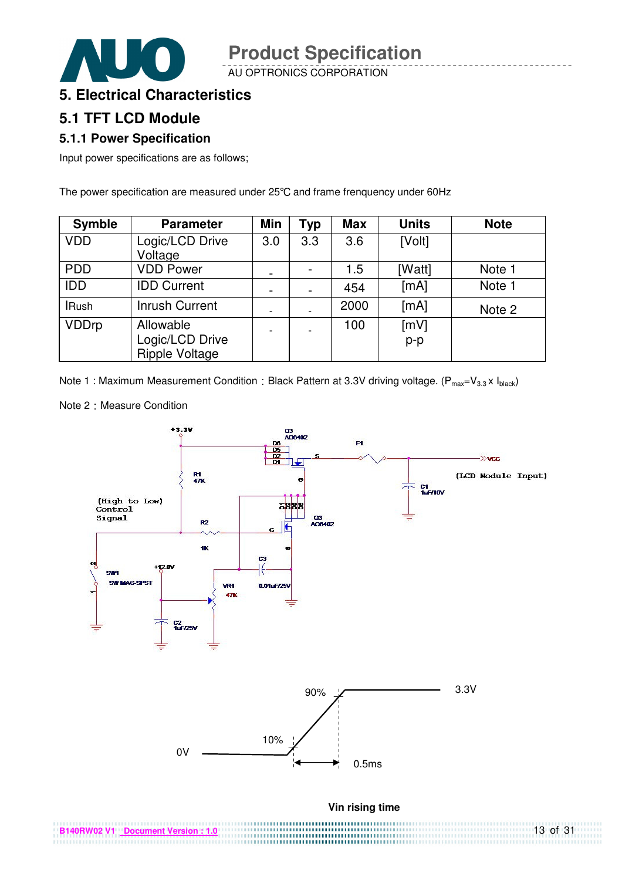# 5. Electrical Characteristics

## 5.1 TFT LCD Module

### 5.1.1 Power Specification

Input power specifications are as follows;

The power specification are measured under 25℃ and frame frenquency under 60Hz

| Symble | Parameter | Min | Typ | Max | Units | Note |
|---|---|---|---|---|---|---|
| VDD | Logic/LCD Drive Voltage | 3.0 | 3.3 | 3.6 | [Volt] | |
| PDD | VDD Power | - | - | 1.5 | [Watt] | Note 1 |
| IDD | IDD Current | - | - | 454 | [mA] | Note 1 |
| IRush | Inrush Current | - | - | 2000 | [mA] | Note 2 |
| VDDrp | Allowable Logic/LCD Drive Ripple Voltage | - | - | 100 | [mV] p-p | |

Note 1 : Maximum Measurement Condition : Black Pattern at 3.3V driving voltage. ($P_{max}=V_{3.3} \times I_{black}$)

Note 2 : Measure Condition

Vin rising time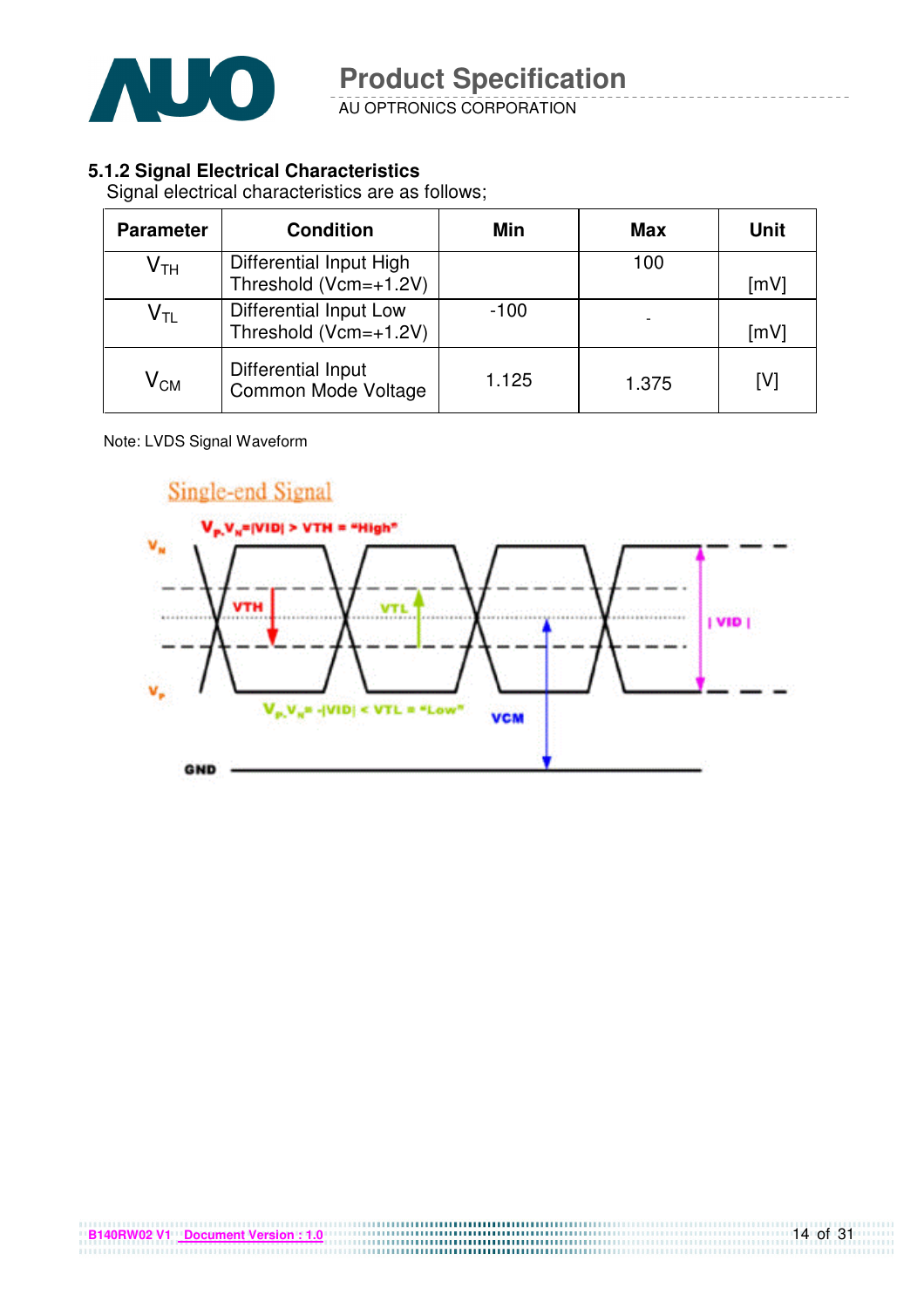### 5.1.2 Signal Electrical Characteristics

Signal electrical characteristics are as follows;

| Parameter | Condition | Min | Max | Unit |
|---|---|---|---|---|
| $V_{TH}$ | Differential Input High Threshold (Vcm=+1.2V) | | 100 | [mV] |
| $V_{TL}$ | Differential Input Low Threshold (Vcm=+1.2V) | -100 | - | [mV] |
| $V_{CM}$ | Differential Input Common Mode Voltage | 1.125 | 1.375 | [V] |

Note: LVDS Signal Waveform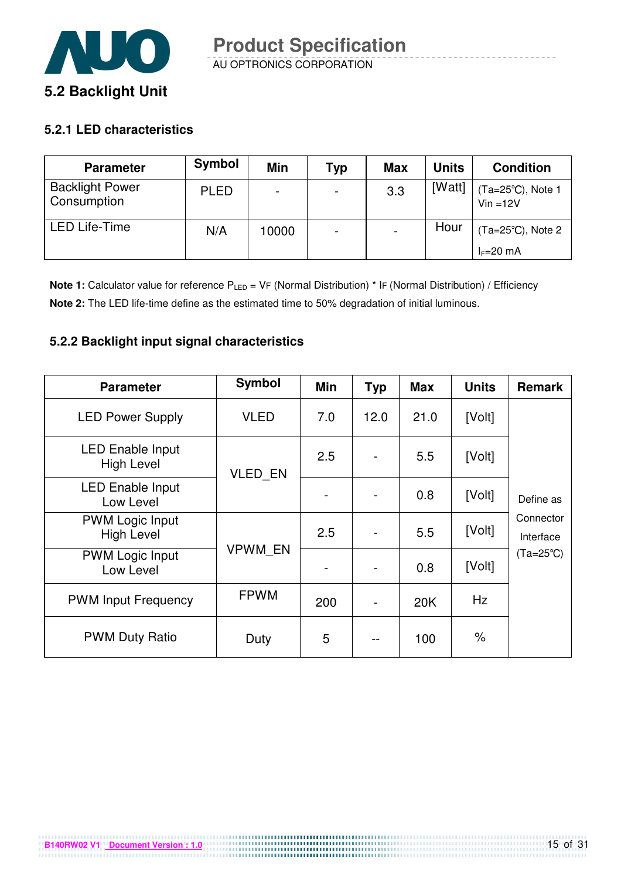## 5.2 Backlight Unit

### 5.2.1 LED characteristics

| Parameter | Symbol | Min | Typ | Max | Units | Condition |
|---|---|---|---|---|---|---|
| Backlight Power Consumption | PLED | - | - | 3.3 | [Watt] | (Ta=25℃), Note 1 Vin =12V |
| LED Life-Time | N/A | 10000 | - | - | Hour | (Ta=25℃), Note 2 $I_F$=20 mA |

**Note 1:** Calculator value for reference $P_{LED}$ = VF (Normal Distribution) * IF (Normal Distribution) / Efficiency

**Note 2:** The LED life-time define as the estimated time to 50% degradation of initial luminous.

### 5.2.2 Backlight input signal characteristics

| Parameter | Symbol | Min | Typ | Max | Units | Remark |
|---|---|---|---|---|---|---|
| LED Power Supply | VLED | 7.0 | 12.0 | 21.0 | [Volt] | Define as Connector Interface (Ta=25℃) |
| LED Enable Input High Level | VLED_EN | 2.5 | - | 5.5 | [Volt] | |
| LED Enable Input Low Level | | - | - | 0.8 | [Volt] | |
| PWM Logic Input High Level | VPWM_EN | 2.5 | - | 5.5 | [Volt] | |
| PWM Logic Input Low Level | | - | - | 0.8 | [Volt] | |
| PWM Input Frequency | FPWM | 200 | - | 20K | Hz | |
| PWM Duty Ratio | Duty | 5 | -- | 100 | % | |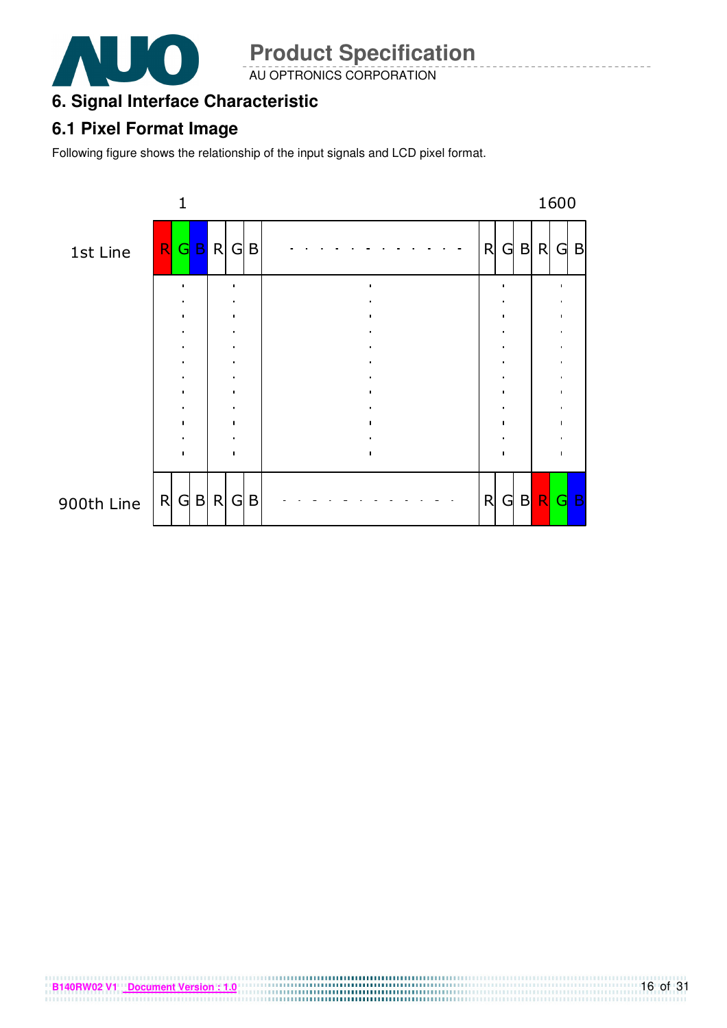# 6. Signal Interface Characteristic

## 6.1 Pixel Format Image

Following figure shows the relationship of the input signals and LCD pixel format.

|  | 1 |  | ... |  | 1600 |
|---|---|---|---|---|---|
| 1st Line | R G B | R G B | - - - - - - - - - - - - - | R G B | R G B |
|  | : | : | : | : | : |
| 900th Line | R G B | R G B | - - - - - - - - - - - - - | R G B | R G B |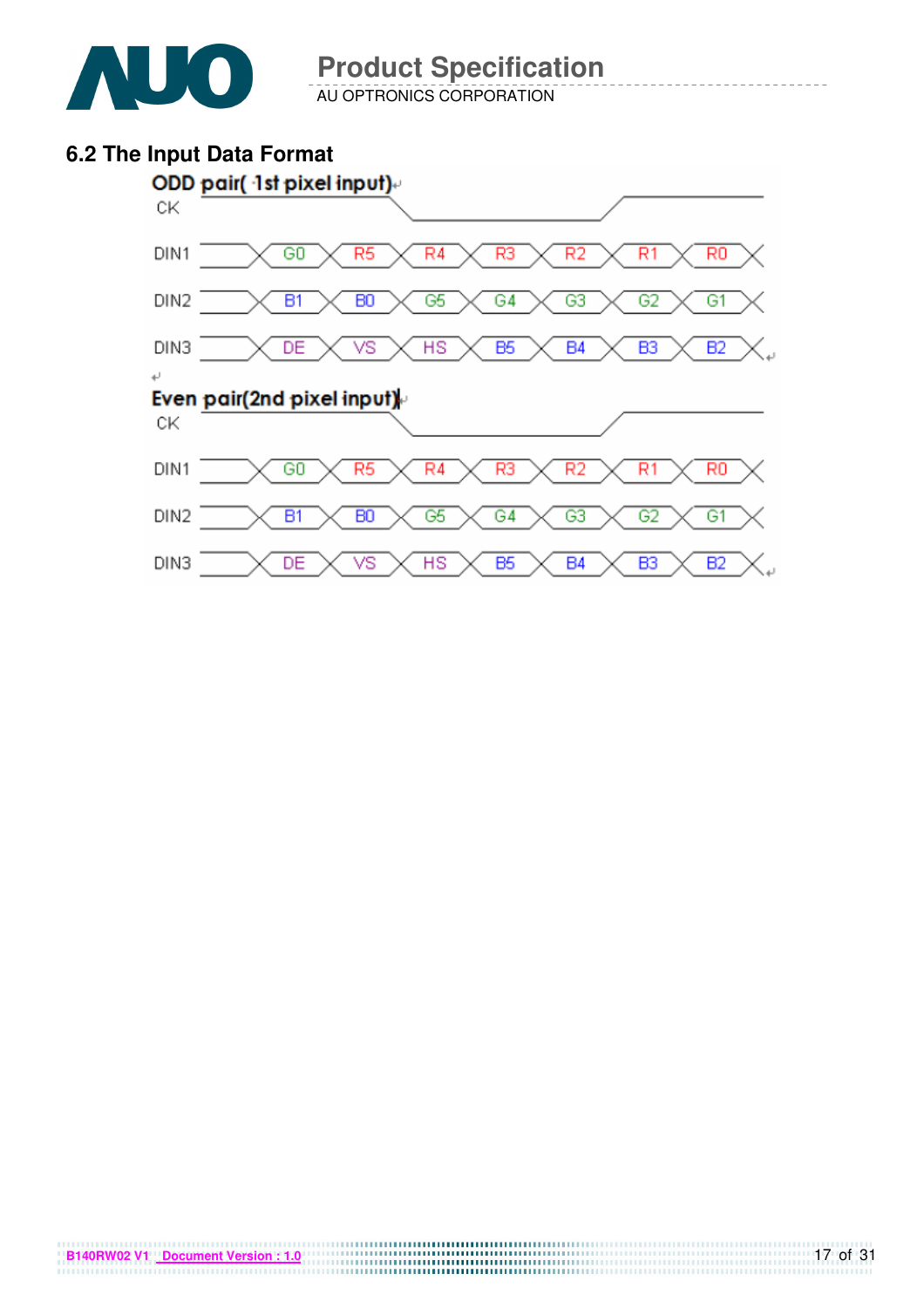## 6.2 The Input Data Format

**ODD pair( 1st pixel input)**

| CK | | | | | | | |
|---|---|---|---|---|---|---|---|
| DIN1 | G0 | R5 | R4 | R3 | R2 | R1 | R0 |
| DIN2 | B1 | B0 | G5 | G4 | G3 | G2 | G1 |
| DIN3 | DE | VS | HS | B5 | B4 | B3 | B2 |

**Even pair(2nd pixel input)**

| CK | | | | | | | |
|---|---|---|---|---|---|---|---|
| DIN1 | G0 | R5 | R4 | R3 | R2 | R1 | R0 |
| DIN2 | B1 | B0 | G5 | G4 | G3 | G2 | G1 |
| DIN3 | DE | VS | HS | B5 | B4 | B3 | B2 |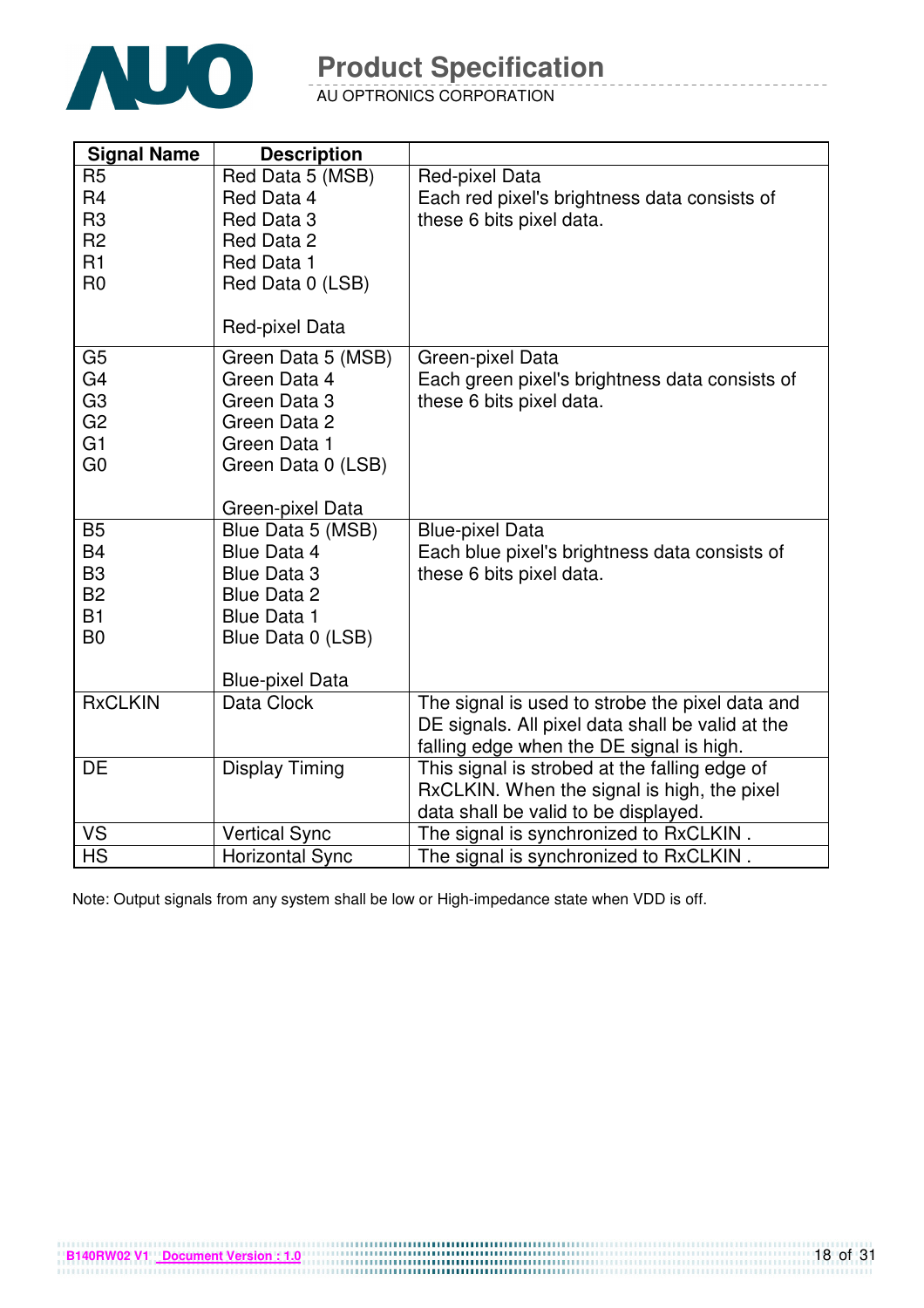| Signal Name | Description | |
|---|---|---|
| R5<br>R4<br>R3<br>R2<br>R1<br>R0 | Red Data 5 (MSB)<br>Red Data 4<br>Red Data 3<br>Red Data 2<br>Red Data 1<br>Red Data 0 (LSB)<br><br>Red-pixel Data | Red-pixel Data<br>Each red pixel's brightness data consists of these 6 bits pixel data. |
| G5<br>G4<br>G3<br>G2<br>G1<br>G0 | Green Data 5 (MSB)<br>Green Data 4<br>Green Data 3<br>Green Data 2<br>Green Data 1<br>Green Data 0 (LSB)<br><br>Green-pixel Data | Green-pixel Data<br>Each green pixel's brightness data consists of these 6 bits pixel data. |
| B5<br>B4<br>B3<br>B2<br>B1<br>B0 | Blue Data 5 (MSB)<br>Blue Data 4<br>Blue Data 3<br>Blue Data 2<br>Blue Data 1<br>Blue Data 0 (LSB)<br><br>Blue-pixel Data | Blue-pixel Data<br>Each blue pixel's brightness data consists of these 6 bits pixel data. |
| RxCLKIN | Data Clock | The signal is used to strobe the pixel data and DE signals. All pixel data shall be valid at the falling edge when the DE signal is high. |
| DE | Display Timing | This signal is strobed at the falling edge of RxCLKIN. When the signal is high, the pixel data shall be valid to be displayed. |
| VS | Vertical Sync | The signal is synchronized to RxCLKIN . |
| HS | Horizontal Sync | The signal is synchronized to RxCLKIN . |

Note: Output signals from any system shall be low or High-impedance state when VDD is off.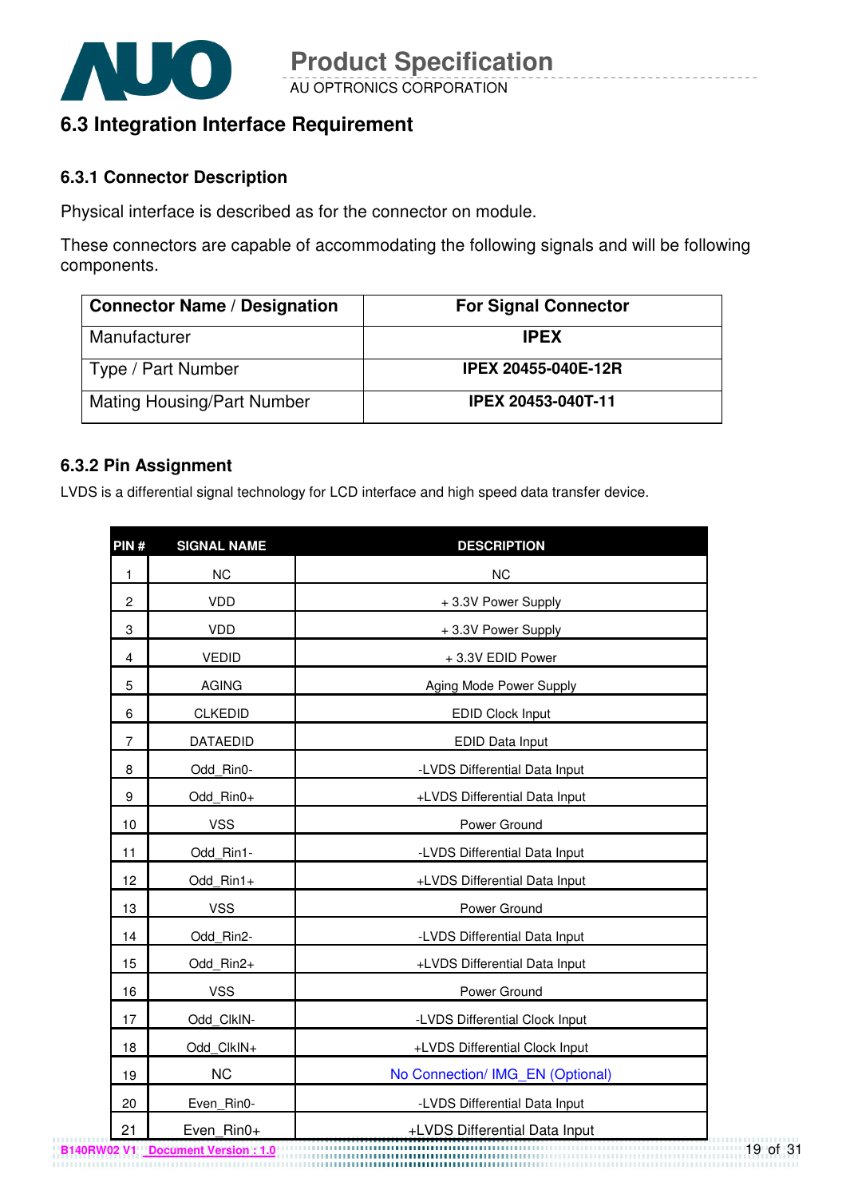## 6.3 Integration Interface Requirement

### 6.3.1 Connector Description

Physical interface is described as for the connector on module.

These connectors are capable of accommodating the following signals and will be following components.

| Connector Name / Designation | For Signal Connector |
|---|---|
| Manufacturer | IPEX |
| Type / Part Number | IPEX 20455-040E-12R |
| Mating Housing/Part Number | IPEX 20453-040T-11 |

### 6.3.2 Pin Assignment

LVDS is a differential signal technology for LCD interface and high speed data transfer device.

| PIN # | SIGNAL NAME | DESCRIPTION |
|---|---|---|
| 1 | NC | NC |
| 2 | VDD | + 3.3V Power Supply |
| 3 | VDD | + 3.3V Power Supply |
| 4 | VEDID | + 3.3V EDID Power |
| 5 | AGING | Aging Mode Power Supply |
| 6 | CLKEDID | EDID Clock Input |
| 7 | DATAEDID | EDID Data Input |
| 8 | Odd_Rin0- | -LVDS Differential Data Input |
| 9 | Odd_Rin0+ | +LVDS Differential Data Input |
| 10 | VSS | Power Ground |
| 11 | Odd_Rin1- | -LVDS Differential Data Input |
| 12 | Odd_Rin1+ | +LVDS Differential Data Input |
| 13 | VSS | Power Ground |
| 14 | Odd_Rin2- | -LVDS Differential Data Input |
| 15 | Odd_Rin2+ | +LVDS Differential Data Input |
| 16 | VSS | Power Ground |
| 17 | Odd_ClkIN- | -LVDS Differential Clock Input |
| 18 | Odd_ClkIN+ | +LVDS Differential Clock Input |
| 19 | NC | No Connection/ IMG_EN (Optional) |
| 20 | Even_Rin0- | -LVDS Differential Data Input |
| 21 | Even_Rin0+ | +LVDS Differential Data Input |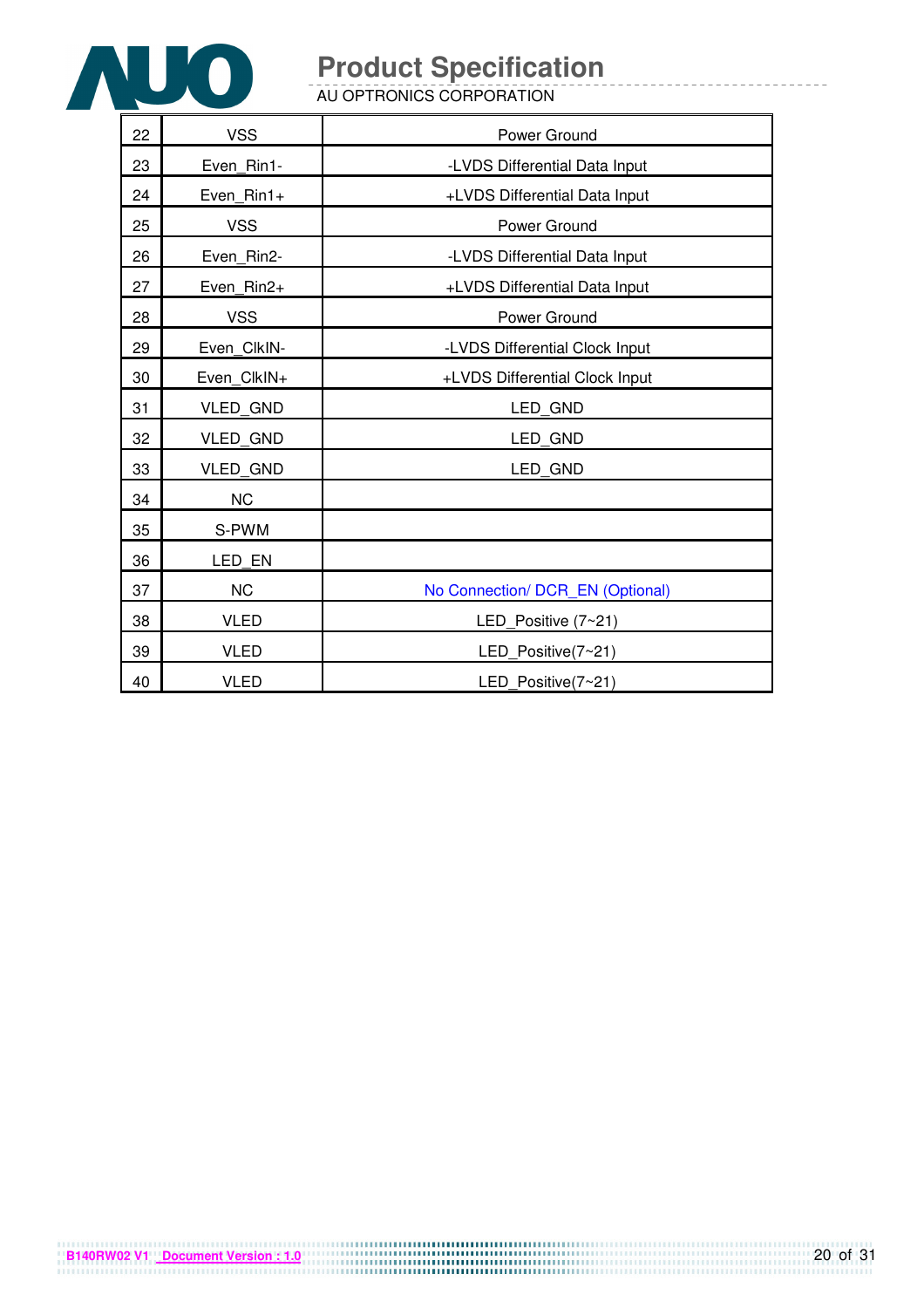| 22 | VSS | Power Ground |
|---|---|---|
| 23 | Even_Rin1- | -LVDS Differential Data Input |
| 24 | Even_Rin1+ | +LVDS Differential Data Input |
| 25 | VSS | Power Ground |
| 26 | Even_Rin2- | -LVDS Differential Data Input |
| 27 | Even_Rin2+ | +LVDS Differential Data Input |
| 28 | VSS | Power Ground |
| 29 | Even_ClkIN- | -LVDS Differential Clock Input |
| 30 | Even_ClkIN+ | +LVDS Differential Clock Input |
| 31 | VLED_GND | LED_GND |
| 32 | VLED_GND | LED_GND |
| 33 | VLED_GND | LED_GND |
| 34 | NC | |
| 35 | S-PWM | |
| 36 | LED_EN | |
| 37 | NC | No Connection/ DCR_EN (Optional) |
| 38 | VLED | LED_Positive (7~21) |
| 39 | VLED | LED_Positive(7~21) |
| 40 | VLED | LED_Positive(7~21) |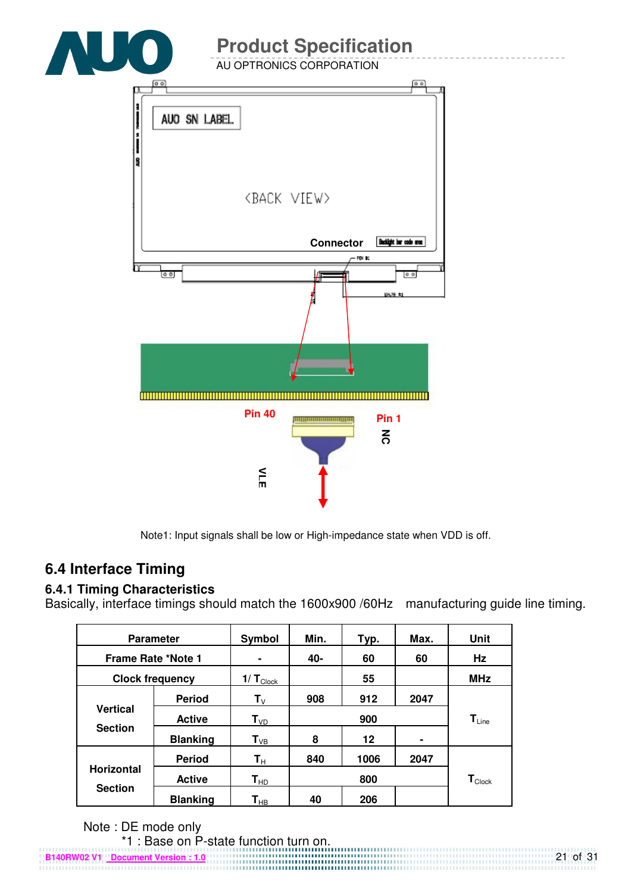Note1: Input signals shall be low or High-impedance state when VDD is off.

## 6.4 Interface Timing

### 6.4.1 Timing Characteristics

Basically, interface timings should match the 1600x900 /60Hz manufacturing guide line timing.

| Parameter | | Symbol | Min. | Typ. | Max. | Unit |
|---|---|---|---|---|---|---|
| Frame Rate *Note 1 | | - | 40- | 60 | 60 | Hz |
| Clock frequency | | $1/ T_{Clock}$ | | 55 | | MHz |
| Vertical Section | Period | $T_V$ | 908 | 912 | 2047 | $T_{Line}$ |
| | Active | $T_{VD}$ | | 900 | | |
| | Blanking | $T_{VB}$ | 8 | 12 | - | |
| Horizontal Section | Period | $T_H$ | 840 | 1006 | 2047 | $T_{Clock}$ |
| | Active | $T_{HD}$ | | 800 | | |
| | Blanking | $T_{HB}$ | 40 | 206 | | |

Note : DE mode only

*1 : Base on P-state function turn on.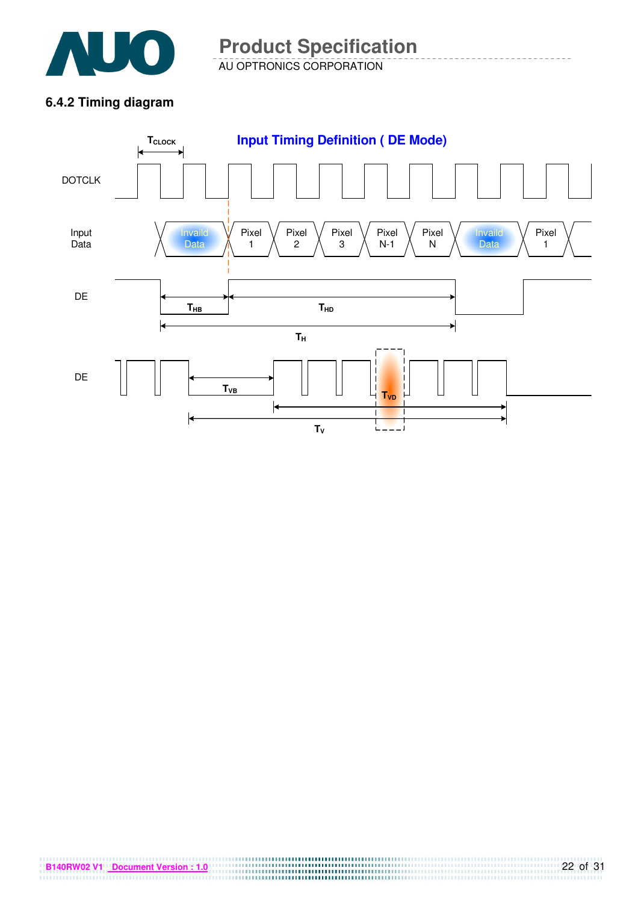### 6.4.2 Timing diagram

Input Timing Definition ( DE Mode)

$T_{CLOCK}$

DOTCLK

Input Data: Invaild Data | Pixel 1 | Pixel 2 | Pixel 3 | Pixel N-1 | Pixel N | Invaild Data | Pixel 1

DE

$T_{HB}$ $T_{HD}$

$T_H$

DE

$T_{VB}$ $T_{VD}$

$T_V$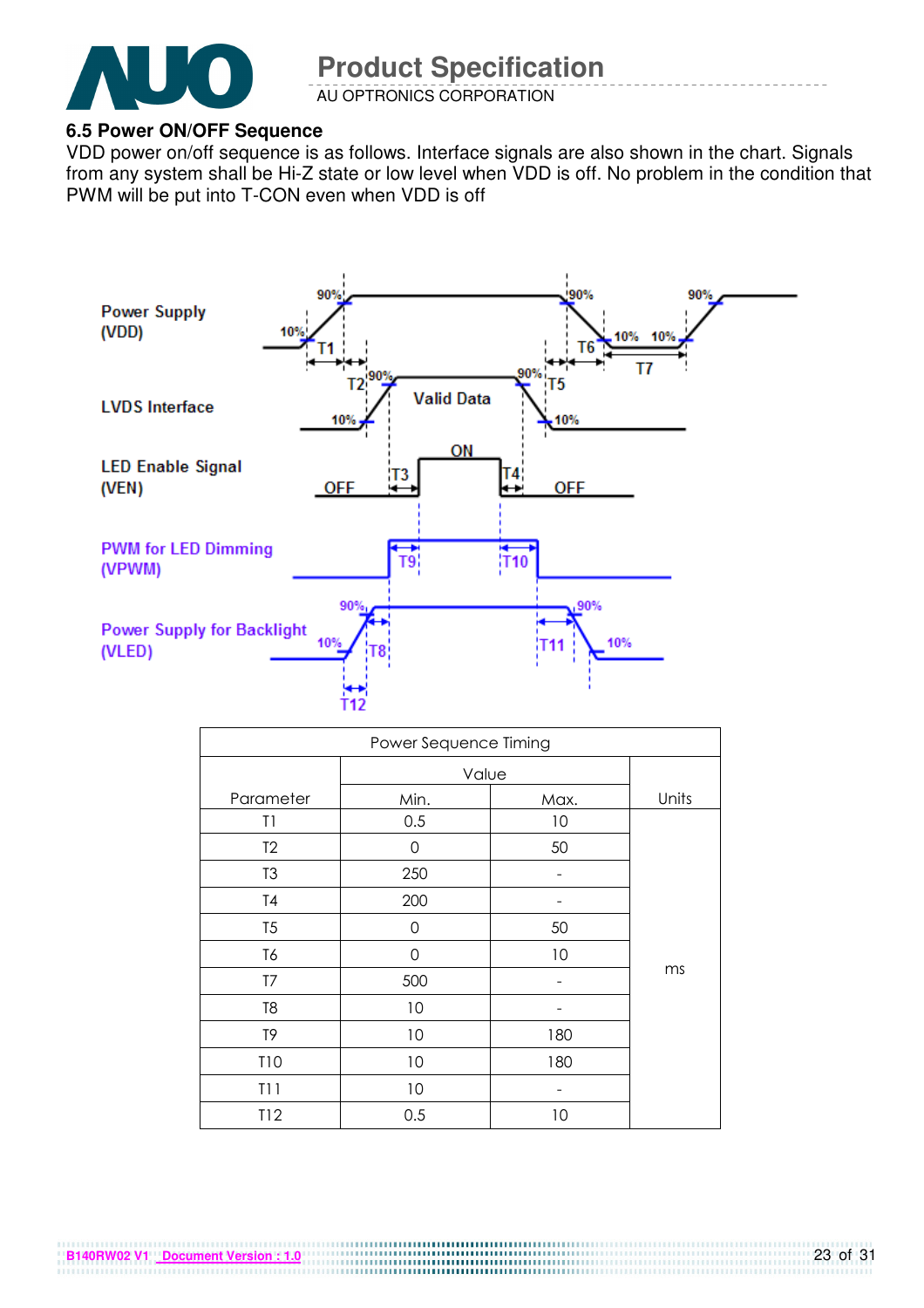### 6.5 Power ON/OFF Sequence

VDD power on/off sequence is as follows. Interface signals are also shown in the chart. Signals from any system shall be Hi-Z state or low level when VDD is off. No problem in the condition that PWM will be put into T-CON even when VDD is off

| Power Sequence Timing | | | |
|---|---|---|---|
| Parameter | Value | | Units |
| | Min. | Max. | |
| T1 | 0.5 | 10 | ms |
| T2 | 0 | 50 | |
| T3 | 250 | - | |
| T4 | 200 | - | |
| T5 | 0 | 50 | |
| T6 | 0 | 10 | |
| T7 | 500 | - | |
| T8 | 10 | - | |
| T9 | 10 | 180 | |
| T10 | 10 | 180 | |
| T11 | 10 | - | |
| T12 | 0.5 | 10 | |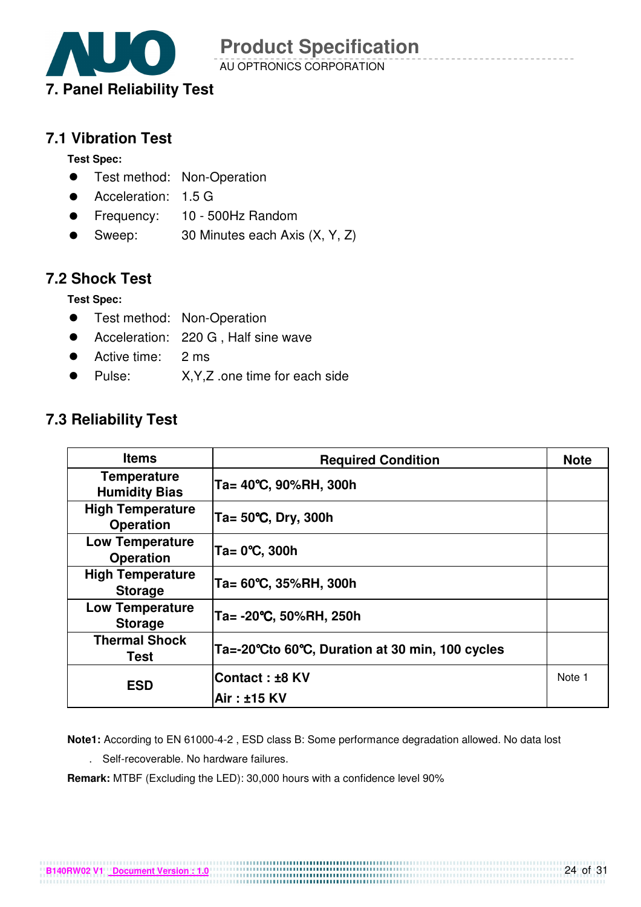# 7. Panel Reliability Test

## 7.1 Vibration Test

**Test Spec:**

- Test method: Non-Operation
- Acceleration: 1.5 G
- Frequency: 10 - 500Hz Random
- Sweep: 30 Minutes each Axis (X, Y, Z)

## 7.2 Shock Test

**Test Spec:**

- Test method: Non-Operation
- Acceleration: 220 G , Half sine wave
- Active time: 2 ms
- Pulse: X,Y,Z .one time for each side

## 7.3 Reliability Test

| Items | Required Condition | Note |
|---|---|---|
| **Temperature Humidity Bias** | **Ta= 40℃, 90%RH, 300h** | |
| **High Temperature Operation** | **Ta= 50℃, Dry, 300h** | |
| **Low Temperature Operation** | **Ta= 0℃, 300h** | |
| **High Temperature Storage** | **Ta= 60℃, 35%RH, 300h** | |
| **Low Temperature Storage** | **Ta= -20℃, 50%RH, 250h** | |
| **Thermal Shock Test** | **Ta=-20℃to 60℃, Duration at 30 min, 100 cycles** | |
| **ESD** | **Contact : ±8 KV**<br>**Air : ±15 KV** | Note 1 |

**Note1:** According to EN 61000-4-2 , ESD class B: Some performance degradation allowed. No data lost

. Self-recoverable. No hardware failures.

**Remark:** MTBF (Excluding the LED): 30,000 hours with a confidence level 90%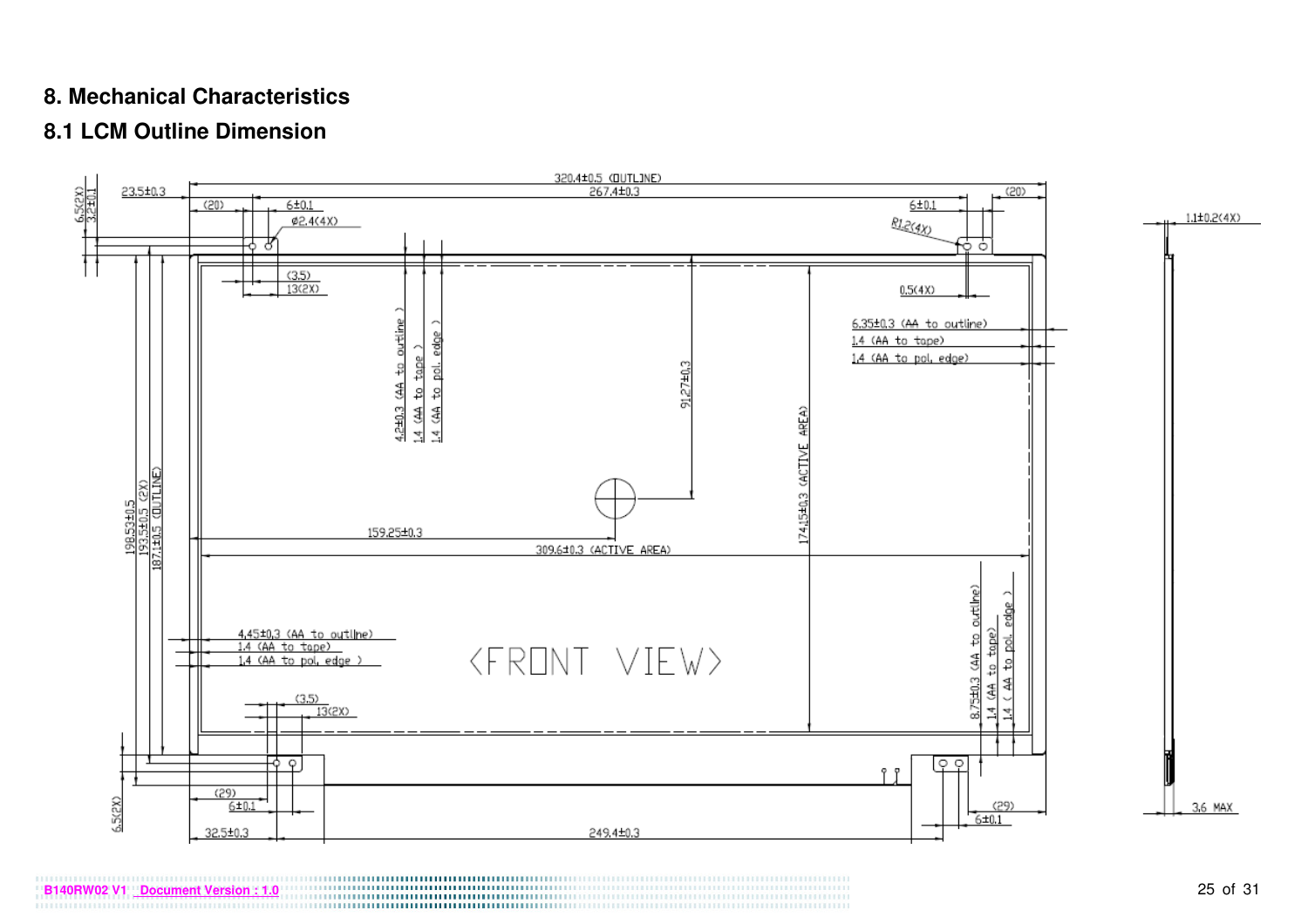# 8. Mechanical Characteristics

## 8.1 LCM Outline Dimension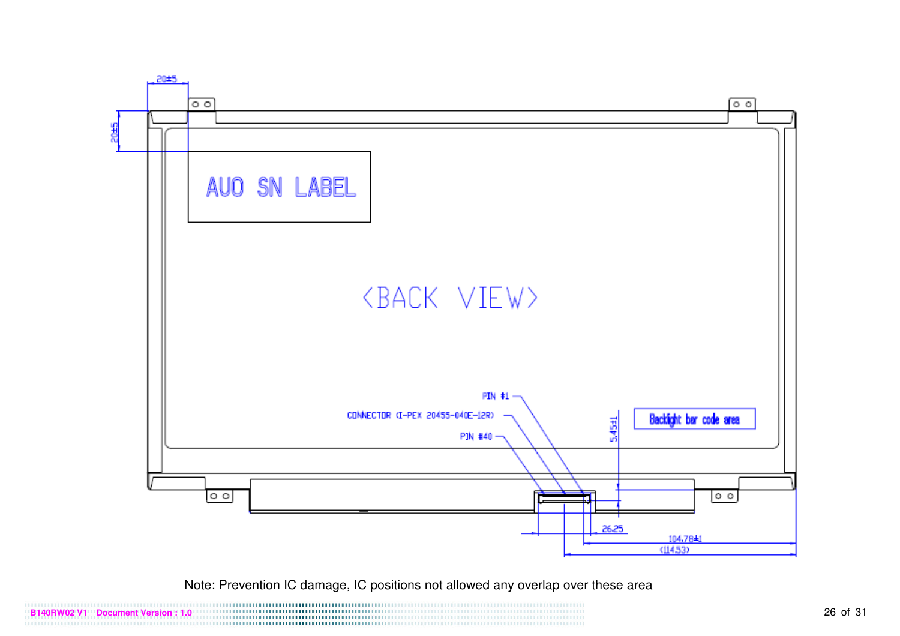20±5

20±5

AUO SN LABEL

<BACK VIEW>

PIN #1

CONNECTOR (I-PEX 20455-040E-12R)

PIN #40

5.45±1

Backlight bar code area

26.25

104.78±1

(114.53)

Note: Prevention IC damage, IC positions not allowed any overlap over these area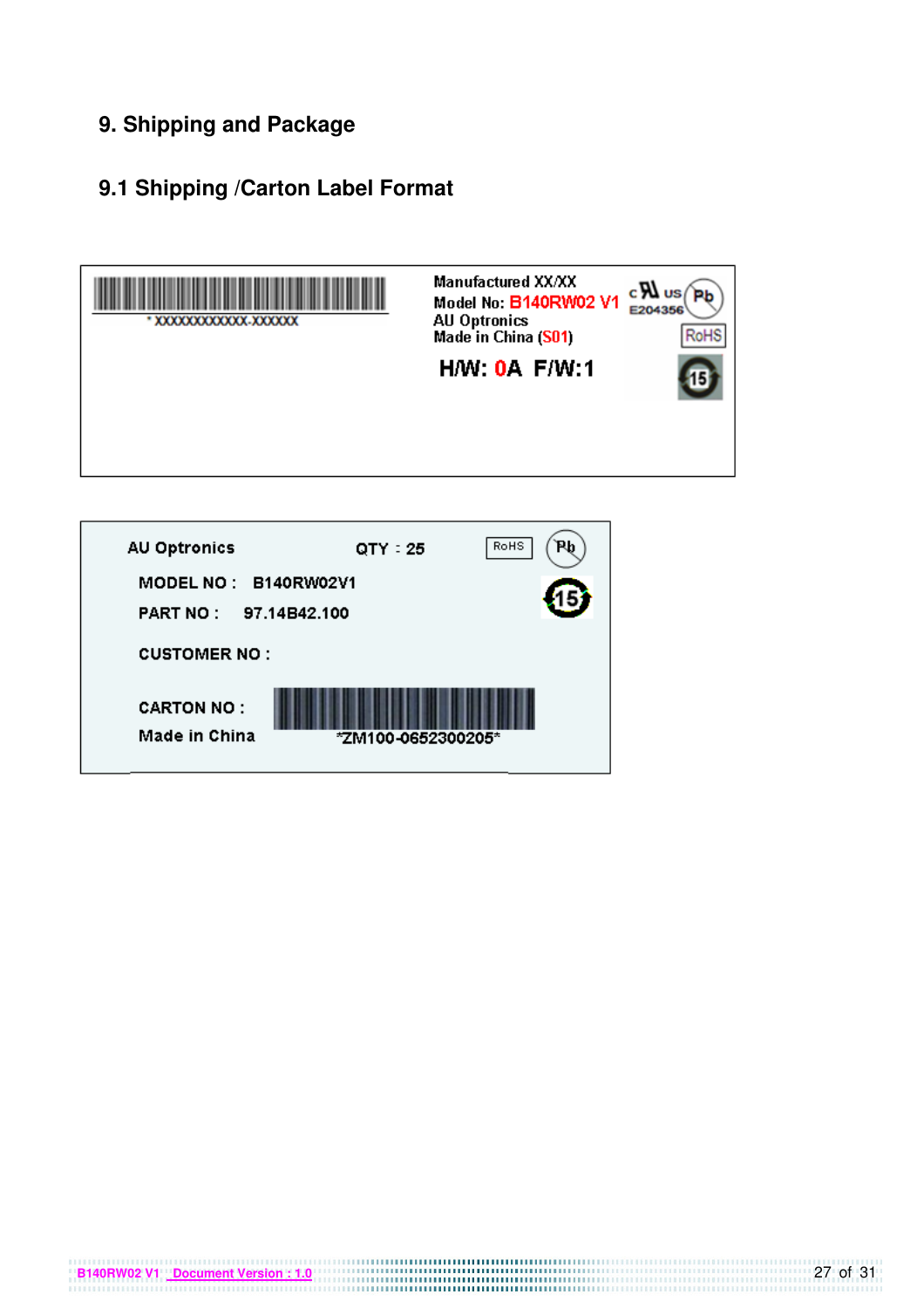# 9. Shipping and Package

## 9.1 Shipping /Carton Label Format

\* XXXXXXXXXXXX-XXXXXX

Manufactured XX/XX
Model No: B140RW02 V1
AU Optronics
Made in China (S01)

c US E204356 Pb RoHS 15

H/W: 0A F/W:1

AU Optronics QTY : 25 RoHS Pb 15

MODEL NO : B140RW02V1

PART NO : 97.14B42.100

CUSTOMER NO :

CARTON NO :

Made in China *ZM100-0652300205*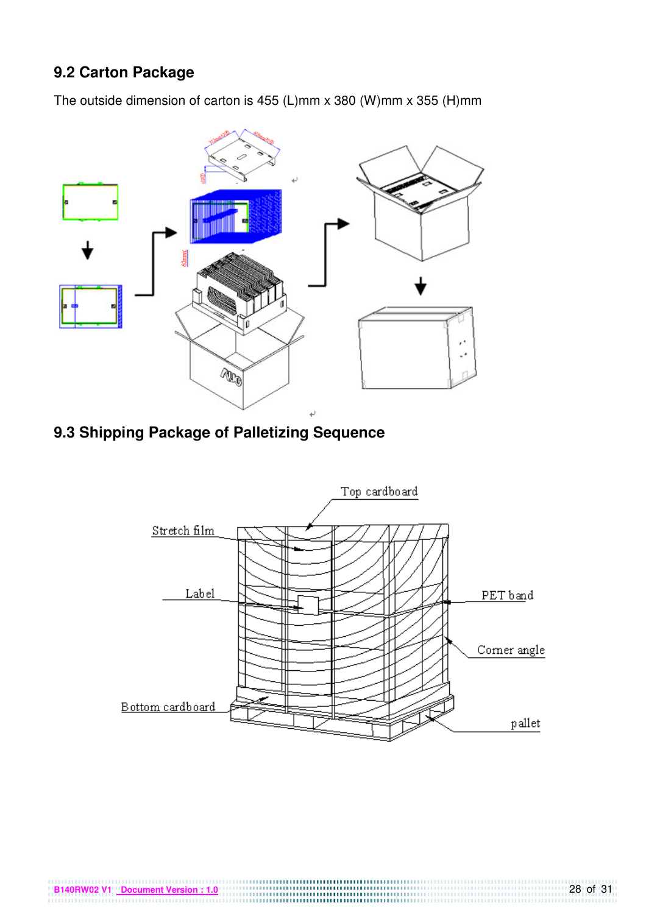## 9.2 Carton Package

The outside dimension of carton is 455 (L)mm x 380 (W)mm x 355 (H)mm

## 9.3 Shipping Package of Palletizing Sequence

Top cardboard

Stretch film

Label

PET band

Corner angle

Bottom cardboard

pallet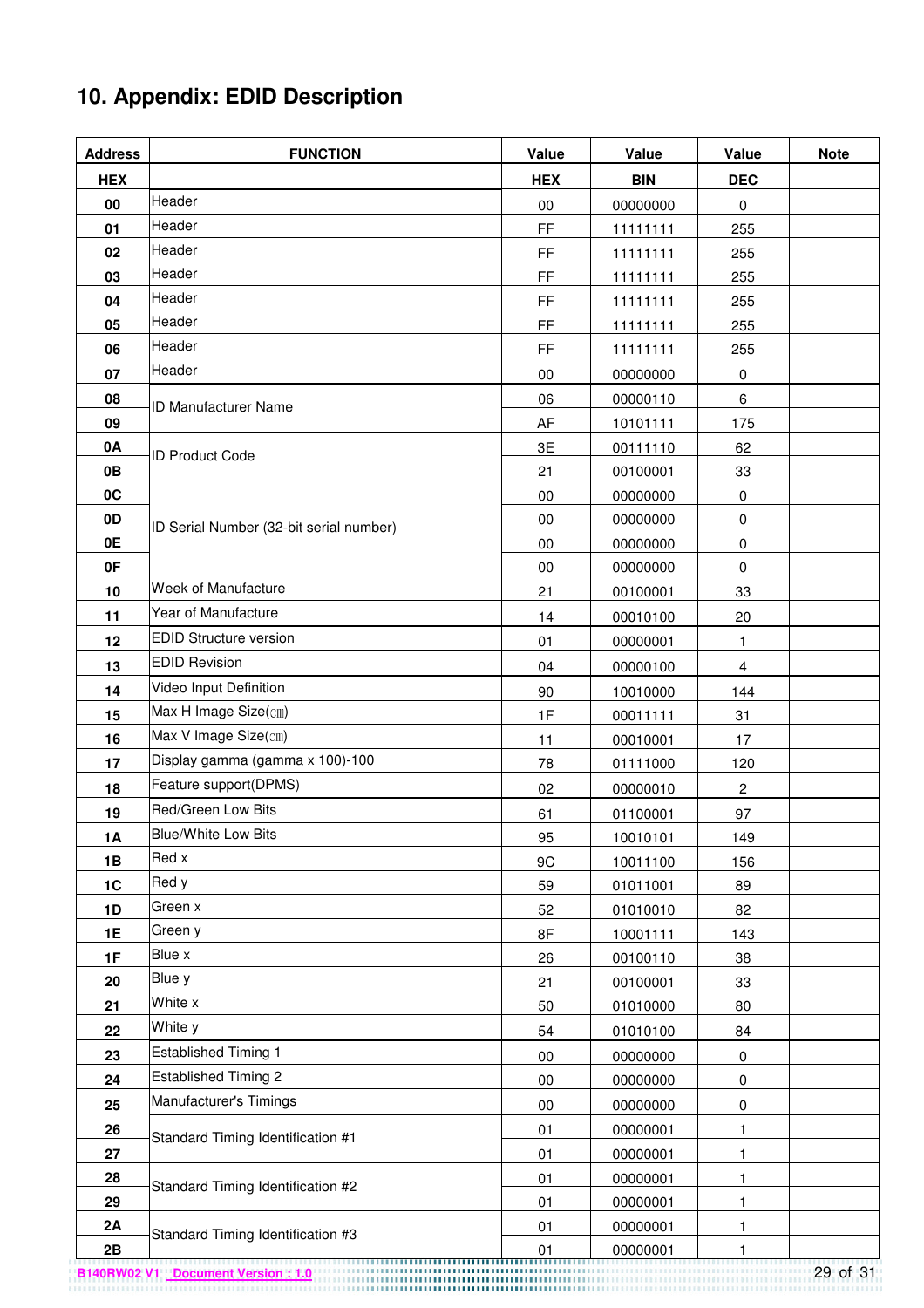# 10. Appendix: EDID Description

| Address | FUNCTION | Value | Value | Value | Note |
|---|---|---|---|---|---|
| HEX | | HEX | BIN | DEC | |
| 00 | Header | 00 | 00000000 | 0 | |
| 01 | Header | FF | 11111111 | 255 | |
| 02 | Header | FF | 11111111 | 255 | |
| 03 | Header | FF | 11111111 | 255 | |
| 04 | Header | FF | 11111111 | 255 | |
| 05 | Header | FF | 11111111 | 255 | |
| 06 | Header | FF | 11111111 | 255 | |
| 07 | Header | 00 | 00000000 | 0 | |
| 08 | ID Manufacturer Name | 06 | 00000110 | 6 | |
| 09 | | AF | 10101111 | 175 | |
| 0A | ID Product Code | 3E | 00111110 | 62 | |
| 0B | | 21 | 00100001 | 33 | |
| 0C | ID Serial Number (32-bit serial number) | 00 | 00000000 | 0 | |
| 0D | | 00 | 00000000 | 0 | |
| 0E | | 00 | 00000000 | 0 | |
| 0F | | 00 | 00000000 | 0 | |
| 10 | Week of Manufacture | 21 | 00100001 | 33 | |
| 11 | Year of Manufacture | 14 | 00010100 | 20 | |
| 12 | EDID Structure version | 01 | 00000001 | 1 | |
| 13 | EDID Revision | 04 | 00000100 | 4 | |
| 14 | Video Input Definition | 90 | 10010000 | 144 | |
| 15 | Max H Image Size(㎝) | 1F | 00011111 | 31 | |
| 16 | Max V Image Size(㎝) | 11 | 00010001 | 17 | |
| 17 | Display gamma (gamma x 100)-100 | 78 | 01111000 | 120 | |
| 18 | Feature support(DPMS) | 02 | 00000010 | 2 | |
| 19 | Red/Green Low Bits | 61 | 01100001 | 97 | |
| 1A | Blue/White Low Bits | 95 | 10010101 | 149 | |
| 1B | Red x | 9C | 10011100 | 156 | |
| 1C | Red y | 59 | 01011001 | 89 | |
| 1D | Green x | 52 | 01010010 | 82 | |
| 1E | Green y | 8F | 10001111 | 143 | |
| 1F | Blue x | 26 | 00100110 | 38 | |
| 20 | Blue y | 21 | 00100001 | 33 | |
| 21 | White x | 50 | 01010000 | 80 | |
| 22 | White y | 54 | 01010100 | 84 | |
| 23 | Established Timing 1 | 00 | 00000000 | 0 | |
| 24 | Established Timing 2 | 00 | 00000000 | 0 | |
| 25 | Manufacturer's Timings | 00 | 00000000 | 0 | |
| 26 | Standard Timing Identification #1 | 01 | 00000001 | 1 | |
| 27 | | 01 | 00000001 | 1 | |
| 28 | Standard Timing Identification #2 | 01 | 00000001 | 1 | |
| 29 | | 01 | 00000001 | 1 | |
| 2A | Standard Timing Identification #3 | 01 | 00000001 | 1 | |
| 2B | | 01 | 00000001 | 1 | |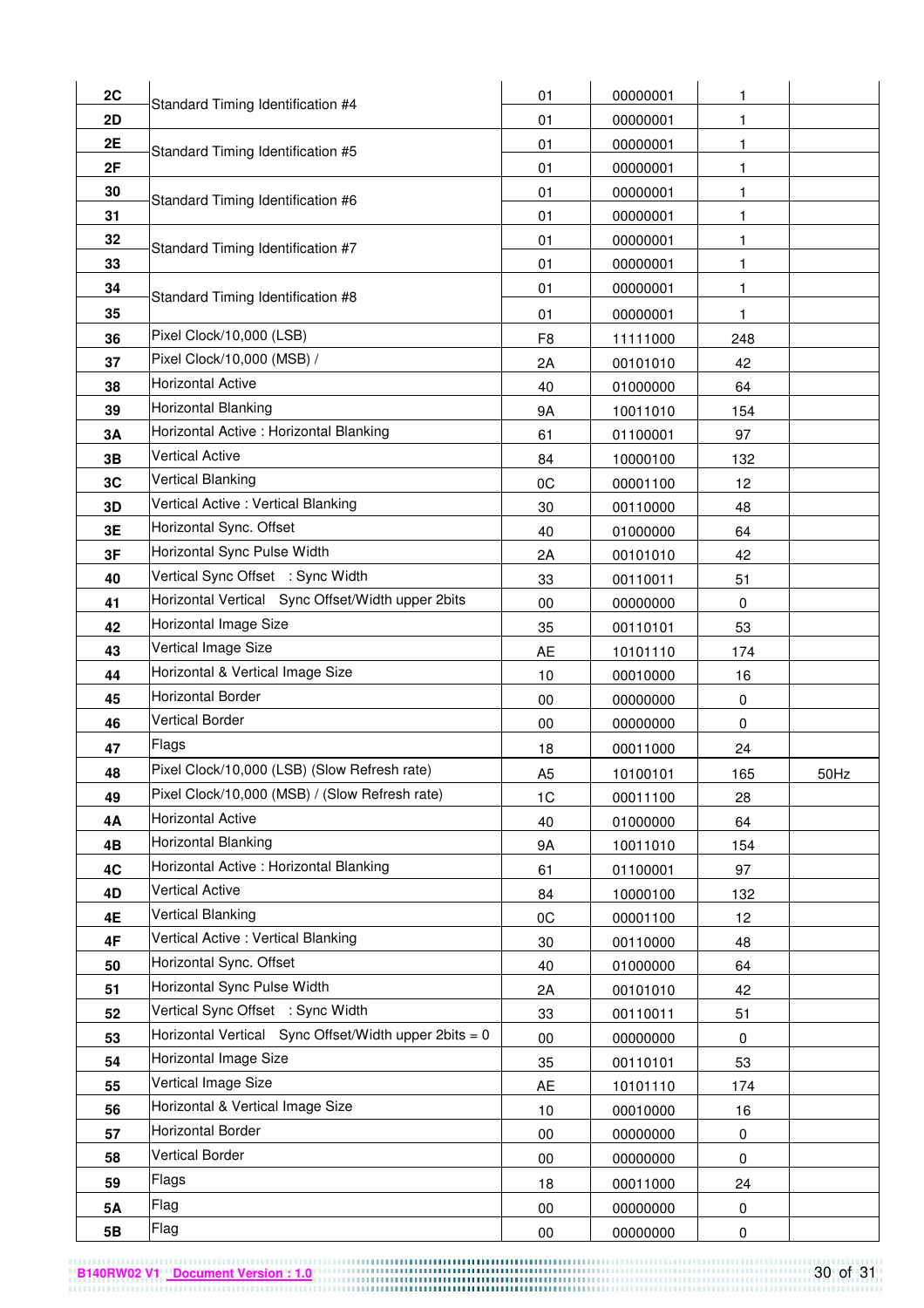| | | | | | |
|---|---|---|---|---|---|
| 2C | Standard Timing Identification #4 | 01 | 00000001 | 1 | |
| 2D | | 01 | 00000001 | 1 | |
| 2E | Standard Timing Identification #5 | 01 | 00000001 | 1 | |
| 2F | | 01 | 00000001 | 1 | |
| 30 | Standard Timing Identification #6 | 01 | 00000001 | 1 | |
| 31 | | 01 | 00000001 | 1 | |
| 32 | Standard Timing Identification #7 | 01 | 00000001 | 1 | |
| 33 | | 01 | 00000001 | 1 | |
| 34 | Standard Timing Identification #8 | 01 | 00000001 | 1 | |
| 35 | | 01 | 00000001 | 1 | |
| 36 | Pixel Clock/10,000 (LSB) | F8 | 11111000 | 248 | |
| 37 | Pixel Clock/10,000 (MSB) / | 2A | 00101010 | 42 | |
| 38 | Horizontal Active | 40 | 01000000 | 64 | |
| 39 | Horizontal Blanking | 9A | 10011010 | 154 | |
| 3A | Horizontal Active : Horizontal Blanking | 61 | 01100001 | 97 | |
| 3B | Vertical Active | 84 | 10000100 | 132 | |
| 3C | Vertical Blanking | 0C | 00001100 | 12 | |
| 3D | Vertical Active : Vertical Blanking | 30 | 00110000 | 48 | |
| 3E | Horizontal Sync. Offset | 40 | 01000000 | 64 | |
| 3F | Horizontal Sync Pulse Width | 2A | 00101010 | 42 | |
| 40 | Vertical Sync Offset : Sync Width | 33 | 00110011 | 51 | |
| 41 | Horizontal Vertical Sync Offset/Width upper 2bits | 00 | 00000000 | 0 | |
| 42 | Horizontal Image Size | 35 | 00110101 | 53 | |
| 43 | Vertical Image Size | AE | 10101110 | 174 | |
| 44 | Horizontal & Vertical Image Size | 10 | 00010000 | 16 | |
| 45 | Horizontal Border | 00 | 00000000 | 0 | |
| 46 | Vertical Border | 00 | 00000000 | 0 | |
| 47 | Flags | 18 | 00011000 | 24 | |
| 48 | Pixel Clock/10,000 (LSB) (Slow Refresh rate) | A5 | 10100101 | 165 | 50Hz |
| 49 | Pixel Clock/10,000 (MSB) / (Slow Refresh rate) | 1C | 00011100 | 28 | |
| 4A | Horizontal Active | 40 | 01000000 | 64 | |
| 4B | Horizontal Blanking | 9A | 10011010 | 154 | |
| 4C | Horizontal Active : Horizontal Blanking | 61 | 01100001 | 97 | |
| 4D | Vertical Active | 84 | 10000100 | 132 | |
| 4E | Vertical Blanking | 0C | 00001100 | 12 | |
| 4F | Vertical Active : Vertical Blanking | 30 | 00110000 | 48 | |
| 50 | Horizontal Sync. Offset | 40 | 01000000 | 64 | |
| 51 | Horizontal Sync Pulse Width | 2A | 00101010 | 42 | |
| 52 | Vertical Sync Offset : Sync Width | 33 | 00110011 | 51 | |
| 53 | Horizontal Vertical Sync Offset/Width upper 2bits = 0 | 00 | 00000000 | 0 | |
| 54 | Horizontal Image Size | 35 | 00110101 | 53 | |
| 55 | Vertical Image Size | AE | 10101110 | 174 | |
| 56 | Horizontal & Vertical Image Size | 10 | 00010000 | 16 | |
| 57 | Horizontal Border | 00 | 00000000 | 0 | |
| 58 | Vertical Border | 00 | 00000000 | 0 | |
| 59 | Flags | 18 | 00011000 | 24 | |
| 5A | Flag | 00 | 00000000 | 0 | |
| 5B | Flag | 00 | 00000000 | 0 | |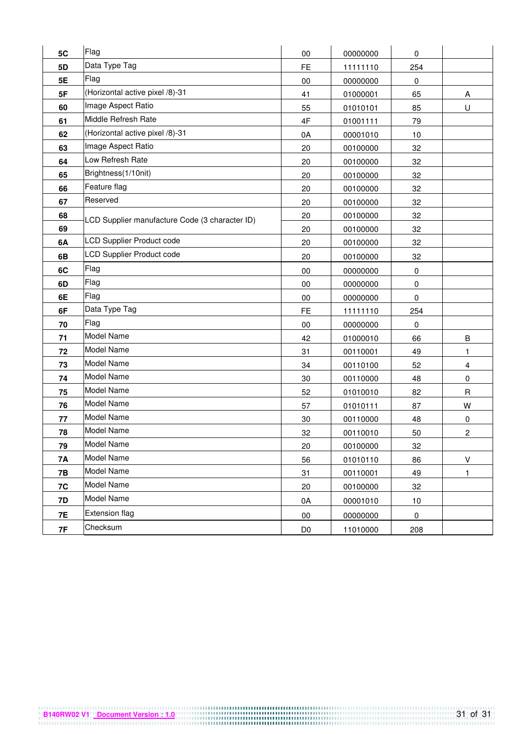| | | | | | |
|---|---|---|---|---|---|
| 5C | Flag | 00 | 00000000 | 0 | |
| 5D | Data Type Tag | FE | 11111110 | 254 | |
| 5E | Flag | 00 | 00000000 | 0 | |
| 5F | (Horizontal active pixel /8)-31 | 41 | 01000001 | 65 | A |
| 60 | Image Aspect Ratio | 55 | 01010101 | 85 | U |
| 61 | Middle Refresh Rate | 4F | 01001111 | 79 | |
| 62 | (Horizontal active pixel /8)-31 | 0A | 00001010 | 10 | |
| 63 | Image Aspect Ratio | 20 | 00100000 | 32 | |
| 64 | Low Refresh Rate | 20 | 00100000 | 32 | |
| 65 | Brightness(1/10nit) | 20 | 00100000 | 32 | |
| 66 | Feature flag | 20 | 00100000 | 32 | |
| 67 | Reserved | 20 | 00100000 | 32 | |
| 68 | LCD Supplier manufacture Code (3 character ID) | 20 | 00100000 | 32 | |
| 69 | | 20 | 00100000 | 32 | |
| 6A | LCD Supplier Product code | 20 | 00100000 | 32 | |
| 6B | LCD Supplier Product code | 20 | 00100000 | 32 | |
| 6C | Flag | 00 | 00000000 | 0 | |
| 6D | Flag | 00 | 00000000 | 0 | |
| 6E | Flag | 00 | 00000000 | 0 | |
| 6F | Data Type Tag | FE | 11111110 | 254 | |
| 70 | Flag | 00 | 00000000 | 0 | |
| 71 | Model Name | 42 | 01000010 | 66 | B |
| 72 | Model Name | 31 | 00110001 | 49 | 1 |
| 73 | Model Name | 34 | 00110100 | 52 | 4 |
| 74 | Model Name | 30 | 00110000 | 48 | 0 |
| 75 | Model Name | 52 | 01010010 | 82 | R |
| 76 | Model Name | 57 | 01010111 | 87 | W |
| 77 | Model Name | 30 | 00110000 | 48 | 0 |
| 78 | Model Name | 32 | 00110010 | 50 | 2 |
| 79 | Model Name | 20 | 00100000 | 32 | |
| 7A | Model Name | 56 | 01010110 | 86 | V |
| 7B | Model Name | 31 | 00110001 | 49 | 1 |
| 7C | Model Name | 20 | 00100000 | 32 | |
| 7D | Model Name | 0A | 00001010 | 10 | |
| 7E | Extension flag | 00 | 00000000 | 0 | |
| 7F | Checksum | D0 | 11010000 | 208 | |